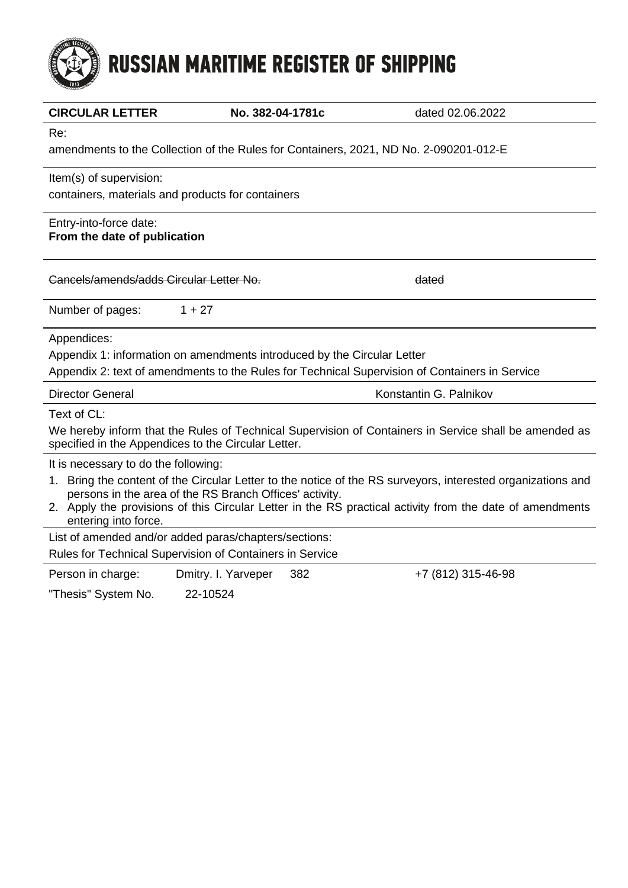# RUSSIAN MARITIME REGISTER OF SHIPPING

| **CIRCULAR LETTER** | **No. 382-04-1781c** | dated 02.06.2022 |
|---|---|---|

Re:

amendments to the Collection of the Rules for Containers, 2021, ND No. 2-090201-012-E

Item(s) of supervision:

containers, materials and products for containers

Entry-into-force date:

**From the date of publication**

~~Cancels/amends/adds Circular Letter No.~~ ~~dated~~

Number of pages: 1 + 27

Appendices:

Appendix 1: information on amendments introduced by the Circular Letter

Appendix 2: text of amendments to the Rules for Technical Supervision of Containers in Service

Director General Konstantin G. Palnikov

Text of CL:

We hereby inform that the Rules of Technical Supervision of Containers in Service shall be amended as specified in the Appendices to the Circular Letter.

It is necessary to do the following:

1. Bring the content of the Circular Letter to the notice of the RS surveyors, interested organizations and persons in the area of the RS Branch Offices' activity.
2. Apply the provisions of this Circular Letter in the RS practical activity from the date of amendments entering into force.

List of amended and/or added paras/chapters/sections:

Rules for Technical Supervision of Containers in Service

| Person in charge: | Dmitry. I. Yarveper | 382 | +7 (812) 315-46-98 |
|---|---|---|---|

"Thesis" System No. 22-10524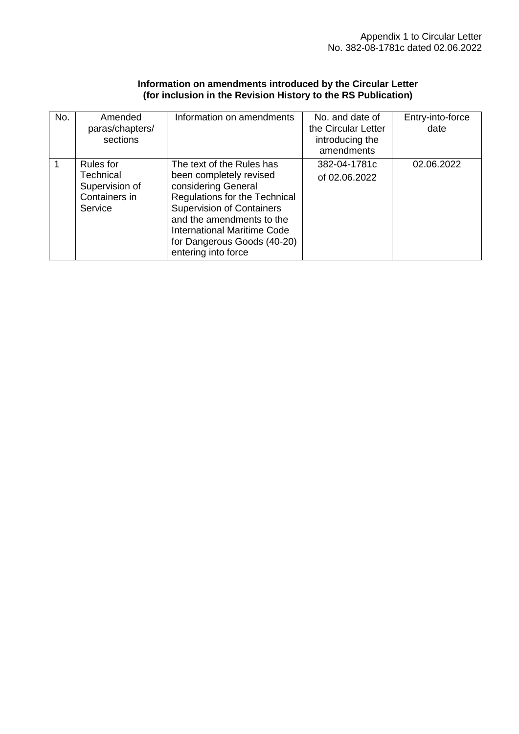Appendix 1 to Circular Letter
No. 382-08-1781c dated 02.06.2022

**Information on amendments introduced by the Circular Letter**
**(for inclusion in the Revision History to the RS Publication)**

| No. | Amended paras/chapters/ sections | Information on amendments | No. and date of the Circular Letter introducing the amendments | Entry-into-force date |
|---|---|---|---|---|
| 1 | Rules for Technical Supervision of Containers in Service | The text of the Rules has been completely revised considering General Regulations for the Technical Supervision of Containers and the amendments to the International Maritime Code for Dangerous Goods (40-20) entering into force | 382-04-1781c of 02.06.2022 | 02.06.2022 |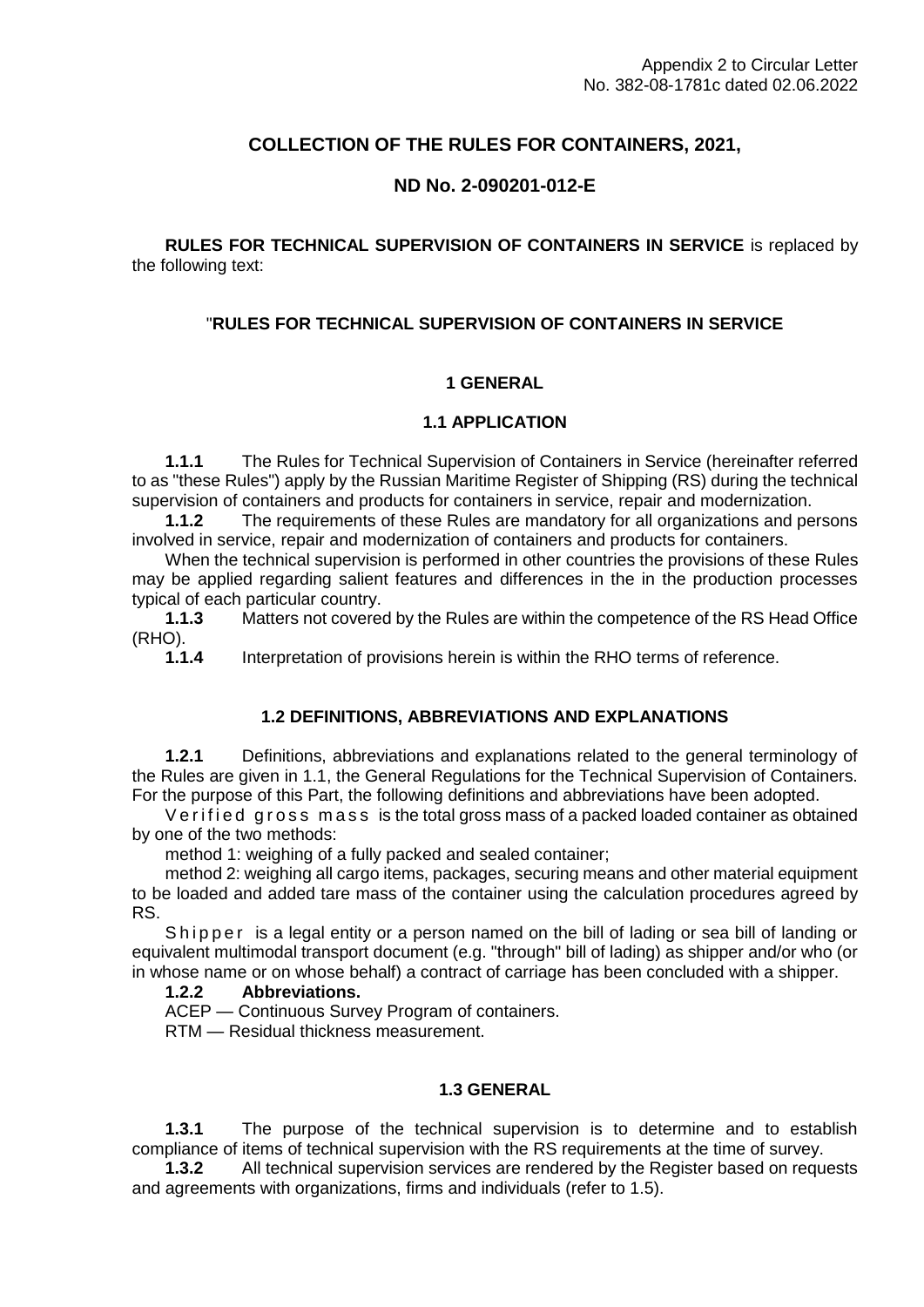Appendix 2 to Circular Letter
No. 382-08-1781c dated 02.06.2022

# COLLECTION OF THE RULES FOR CONTAINERS, 2021,

# ND No. 2-090201-012-E

**RULES FOR TECHNICAL SUPERVISION OF CONTAINERS IN SERVICE** is replaced by the following text:

"**RULES FOR TECHNICAL SUPERVISION OF CONTAINERS IN SERVICE**

## 1 GENERAL

### 1.1 APPLICATION

**1.1.1** The Rules for Technical Supervision of Containers in Service (hereinafter referred to as "these Rules") apply by the Russian Maritime Register of Shipping (RS) during the technical supervision of containers and products for containers in service, repair and modernization.

**1.1.2** The requirements of these Rules are mandatory for all organizations and persons involved in service, repair and modernization of containers and products for containers.

When the technical supervision is performed in other countries the provisions of these Rules may be applied regarding salient features and differences in the in the production processes typical of each particular country.

**1.1.3** Matters not covered by the Rules are within the competence of the RS Head Office (RHO).

**1.1.4** Interpretation of provisions herein is within the RHO terms of reference.

### 1.2 DEFINITIONS, ABBREVIATIONS AND EXPLANATIONS

**1.2.1** Definitions, abbreviations and explanations related to the general terminology of the Rules are given in 1.1, the General Regulations for the Technical Supervision of Containers. For the purpose of this Part, the following definitions and abbreviations have been adopted.

*Verified gross mass* is the total gross mass of a packed loaded container as obtained by one of the two methods:

method 1: weighing of a fully packed and sealed container;

method 2: weighing all cargo items, packages, securing means and other material equipment to be loaded and added tare mass of the container using the calculation procedures agreed by RS.

*Shipper* is a legal entity or a person named on the bill of lading or sea bill of landing or equivalent multimodal transport document (e.g. "through" bill of lading) as shipper and/or who (or in whose name or on whose behalf) a contract of carriage has been concluded with a shipper.

**1.2.2 Abbreviations.**

ACEP — Continuous Survey Program of containers.

RTM — Residual thickness measurement.

### 1.3 GENERAL

**1.3.1** The purpose of the technical supervision is to determine and to establish compliance of items of technical supervision with the RS requirements at the time of survey.

**1.3.2** All technical supervision services are rendered by the Register based on requests and agreements with organizations, firms and individuals (refer to 1.5).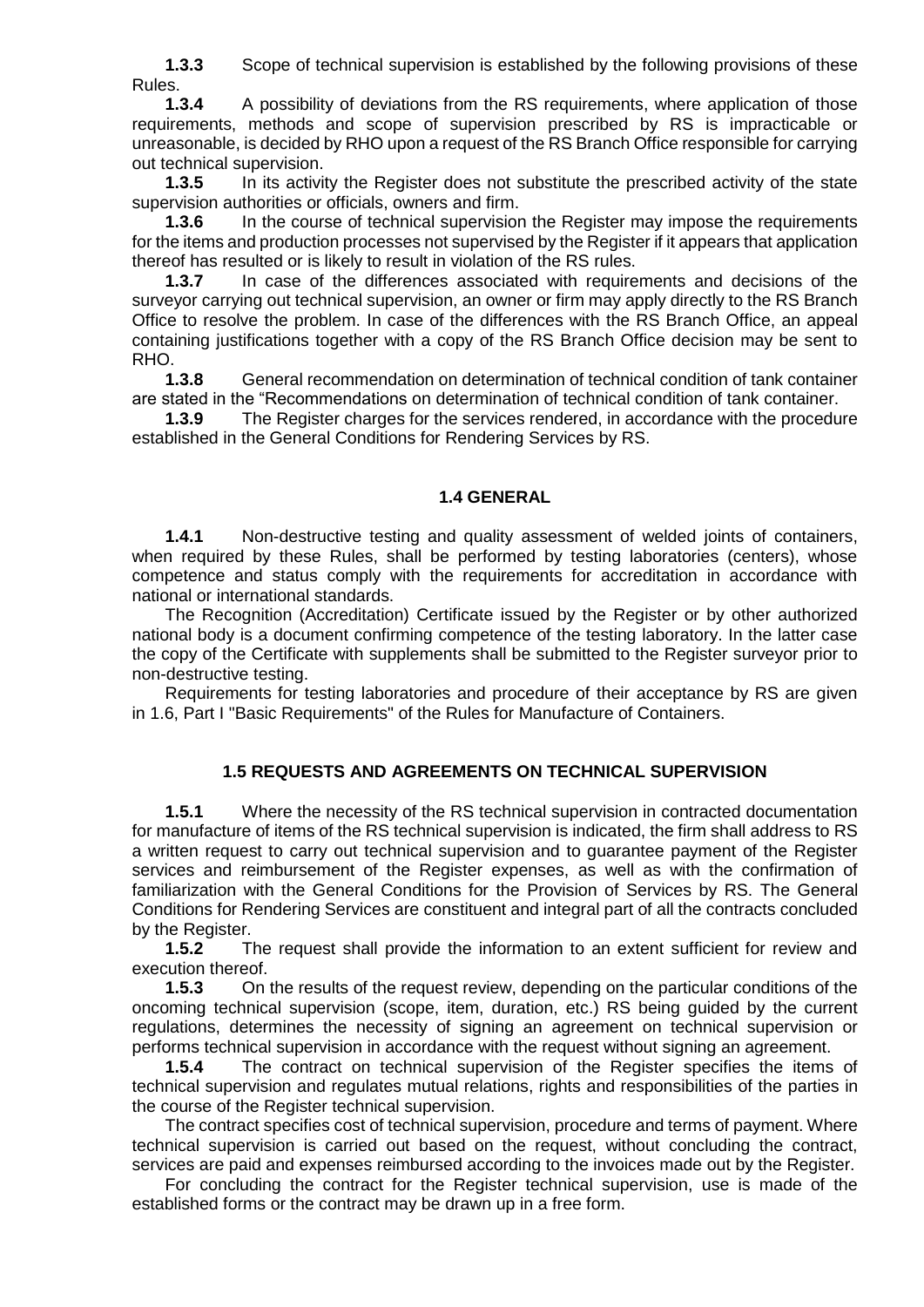**1.3.3** Scope of technical supervision is established by the following provisions of these Rules.

**1.3.4** A possibility of deviations from the RS requirements, where application of those requirements, methods and scope of supervision prescribed by RS is impracticable or unreasonable, is decided by RHO upon a request of the RS Branch Office responsible for carrying out technical supervision.

**1.3.5** In its activity the Register does not substitute the prescribed activity of the state supervision authorities or officials, owners and firm.

**1.3.6** In the course of technical supervision the Register may impose the requirements for the items and production processes not supervised by the Register if it appears that application thereof has resulted or is likely to result in violation of the RS rules.

**1.3.7** In case of the differences associated with requirements and decisions of the surveyor carrying out technical supervision, an owner or firm may apply directly to the RS Branch Office to resolve the problem. In case of the differences with the RS Branch Office, an appeal containing justifications together with a copy of the RS Branch Office decision may be sent to RHO.

**1.3.8** General recommendation on determination of technical condition of tank container are stated in the "Recommendations on determination of technical condition of tank container.

**1.3.9** The Register charges for the services rendered, in accordance with the procedure established in the General Conditions for Rendering Services by RS.

## 1.4 GENERAL

**1.4.1** Non-destructive testing and quality assessment of welded joints of containers, when required by these Rules, shall be performed by testing laboratories (centers), whose competence and status comply with the requirements for accreditation in accordance with national or international standards.

The Recognition (Accreditation) Certificate issued by the Register or by other authorized national body is a document confirming competence of the testing laboratory. In the latter case the copy of the Certificate with supplements shall be submitted to the Register surveyor prior to non-destructive testing.

Requirements for testing laboratories and procedure of their acceptance by RS are given in 1.6, Part I "Basic Requirements" of the Rules for Manufacture of Containers.

## 1.5 REQUESTS AND AGREEMENTS ON TECHNICAL SUPERVISION

**1.5.1** Where the necessity of the RS technical supervision in contracted documentation for manufacture of items of the RS technical supervision is indicated, the firm shall address to RS a written request to carry out technical supervision and to guarantee payment of the Register services and reimbursement of the Register expenses, as well as with the confirmation of familiarization with the General Conditions for the Provision of Services by RS. The General Conditions for Rendering Services are constituent and integral part of all the contracts concluded by the Register.

**1.5.2** The request shall provide the information to an extent sufficient for review and execution thereof.

**1.5.3** On the results of the request review, depending on the particular conditions of the oncoming technical supervision (scope, item, duration, etc.) RS being guided by the current regulations, determines the necessity of signing an agreement on technical supervision or performs technical supervision in accordance with the request without signing an agreement.

**1.5.4** The contract on technical supervision of the Register specifies the items of technical supervision and regulates mutual relations, rights and responsibilities of the parties in the course of the Register technical supervision.

The contract specifies cost of technical supervision, procedure and terms of payment. Where technical supervision is carried out based on the request, without concluding the contract, services are paid and expenses reimbursed according to the invoices made out by the Register.

For concluding the contract for the Register technical supervision, use is made of the established forms or the contract may be drawn up in a free form.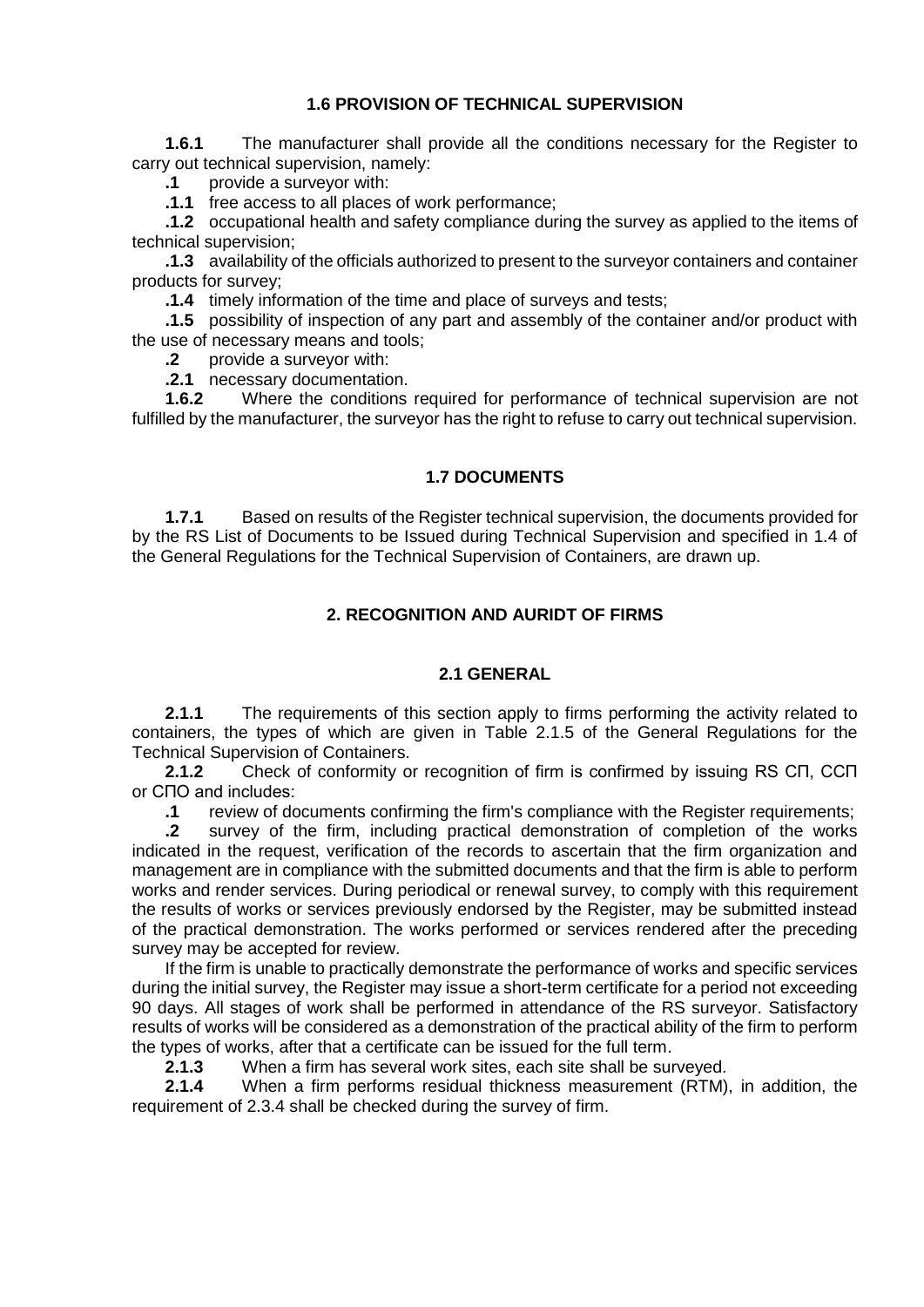### 1.6 PROVISION OF TECHNICAL SUPERVISION

**1.6.1** The manufacturer shall provide all the conditions necessary for the Register to carry out technical supervision, namely:

**.1** provide a surveyor with:

**.1.1** free access to all places of work performance;

**.1.2** occupational health and safety compliance during the survey as applied to the items of technical supervision;

**.1.3** availability of the officials authorized to present to the surveyor containers and container products for survey;

**.1.4** timely information of the time and place of surveys and tests;

**.1.5** possibility of inspection of any part and assembly of the container and/or product with the use of necessary means and tools;

**.2** provide a surveyor with:

**.2.1** necessary documentation.

**1.6.2** Where the conditions required for performance of technical supervision are not fulfilled by the manufacturer, the surveyor has the right to refuse to carry out technical supervision.

### 1.7 DOCUMENTS

**1.7.1** Based on results of the Register technical supervision, the documents provided for by the RS List of Documents to be Issued during Technical Supervision and specified in 1.4 of the General Regulations for the Technical Supervision of Containers, are drawn up.

## 2. RECOGNITION AND AURIDT OF FIRMS

### 2.1 GENERAL

**2.1.1** The requirements of this section apply to firms performing the activity related to containers, the types of which are given in Table 2.1.5 of the General Regulations for the Technical Supervision of Containers.

**2.1.2** Check of conformity or recognition of firm is confirmed by issuing RS СП, ССП or СПО and includes:

**.1** review of documents confirming the firm's compliance with the Register requirements;

**.2** survey of the firm, including practical demonstration of completion of the works indicated in the request, verification of the records to ascertain that the firm organization and management are in compliance with the submitted documents and that the firm is able to perform works and render services. During periodical or renewal survey, to comply with this requirement the results of works or services previously endorsed by the Register, may be submitted instead of the practical demonstration. The works performed or services rendered after the preceding survey may be accepted for review.

If the firm is unable to practically demonstrate the performance of works and specific services during the initial survey, the Register may issue a short-term certificate for a period not exceeding 90 days. All stages of work shall be performed in attendance of the RS surveyor. Satisfactory results of works will be considered as a demonstration of the practical ability of the firm to perform the types of works, after that a certificate can be issued for the full term.

**2.1.3** When a firm has several work sites, each site shall be surveyed.

**2.1.4** When a firm performs residual thickness measurement (RTM), in addition, the requirement of 2.3.4 shall be checked during the survey of firm.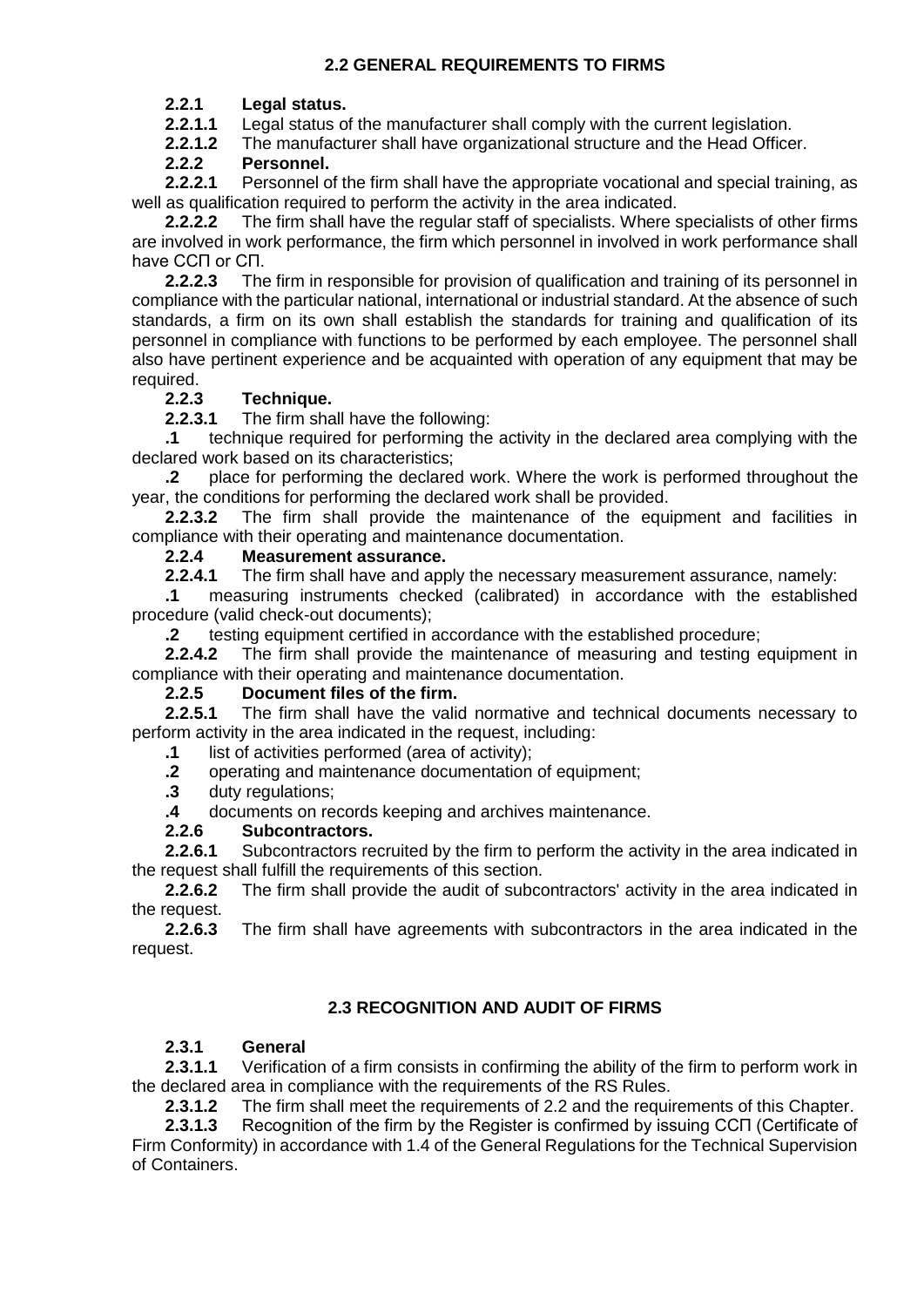## 2.2 GENERAL REQUIREMENTS TO FIRMS

**2.2.1 Legal status.**

**2.2.1.1** Legal status of the manufacturer shall comply with the current legislation.

**2.2.1.2** The manufacturer shall have organizational structure and the Head Officer.

**2.2.2 Personnel.**

**2.2.2.1** Personnel of the firm shall have the appropriate vocational and special training, as well as qualification required to perform the activity in the area indicated.

**2.2.2.2** The firm shall have the regular staff of specialists. Where specialists of other firms are involved in work performance, the firm which personnel in involved in work performance shall have ССП or СП.

**2.2.2.3** The firm in responsible for provision of qualification and training of its personnel in compliance with the particular national, international or industrial standard. At the absence of such standards, a firm on its own shall establish the standards for training and qualification of its personnel in compliance with functions to be performed by each employee. The personnel shall also have pertinent experience and be acquainted with operation of any equipment that may be required.

**2.2.3 Technique.**

**2.2.3.1** The firm shall have the following:

**.1** technique required for performing the activity in the declared area complying with the declared work based on its characteristics;

**.2** place for performing the declared work. Where the work is performed throughout the year, the conditions for performing the declared work shall be provided.

**2.2.3.2** The firm shall provide the maintenance of the equipment and facilities in compliance with their operating and maintenance documentation.

**2.2.4 Measurement assurance.**

**2.2.4.1** The firm shall have and apply the necessary measurement assurance, namely:

**.1** measuring instruments checked (calibrated) in accordance with the established procedure (valid check-out documents);

**.2** testing equipment certified in accordance with the established procedure;

**2.2.4.2** The firm shall provide the maintenance of measuring and testing equipment in compliance with their operating and maintenance documentation.

**2.2.5 Document files of the firm.**

**2.2.5.1** The firm shall have the valid normative and technical documents necessary to perform activity in the area indicated in the request, including:

**.1** list of activities performed (area of activity);

**.2** operating and maintenance documentation of equipment;

**.3** duty regulations;

**.4** documents on records keeping and archives maintenance.

**2.2.6 Subcontractors.**

**2.2.6.1** Subcontractors recruited by the firm to perform the activity in the area indicated in the request shall fulfill the requirements of this section.

**2.2.6.2** The firm shall provide the audit of subcontractors' activity in the area indicated in the request.

**2.2.6.3** The firm shall have agreements with subcontractors in the area indicated in the request.

## 2.3 RECOGNITION AND AUDIT OF FIRMS

**2.3.1 General**

**2.3.1.1** Verification of a firm consists in confirming the ability of the firm to perform work in the declared area in compliance with the requirements of the RS Rules.

**2.3.1.2** The firm shall meet the requirements of 2.2 and the requirements of this Chapter.

**2.3.1.3** Recognition of the firm by the Register is confirmed by issuing ССП (Certificate of Firm Conformity) in accordance with 1.4 of the General Regulations for the Technical Supervision of Containers.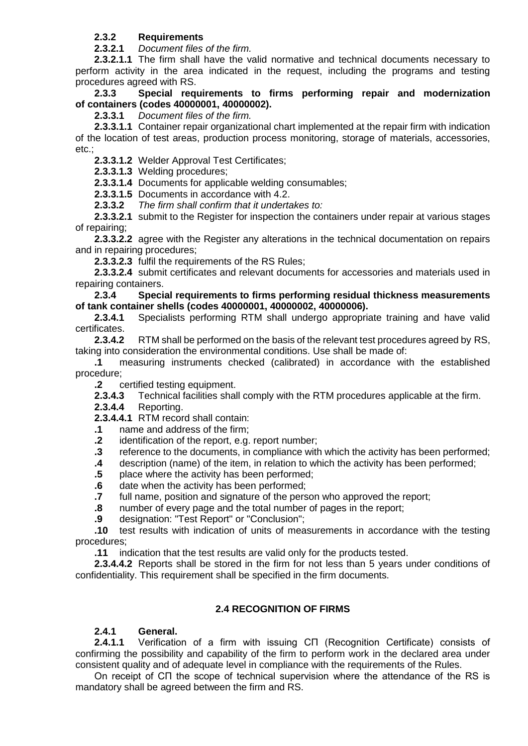**2.3.2 Requirements**

**2.3.2.1** *Document files of the firm.*

**2.3.2.1.1** The firm shall have the valid normative and technical documents necessary to perform activity in the area indicated in the request, including the programs and testing procedures agreed with RS.

**2.3.3 Special requirements to firms performing repair and modernization of containers (codes 40000001, 40000002).**

**2.3.3.1** *Document files of the firm.*

**2.3.3.1.1** Container repair organizational chart implemented at the repair firm with indication of the location of test areas, production process monitoring, storage of materials, accessories, etc.;

**2.3.3.1.2** Welder Approval Test Certificates;

**2.3.3.1.3** Welding procedures;

**2.3.3.1.4** Documents for applicable welding consumables;

**2.3.3.1.5** Documents in accordance with 4.2.

**2.3.3.2** *The firm shall confirm that it undertakes to:*

**2.3.3.2.1** submit to the Register for inspection the containers under repair at various stages of repairing;

**2.3.3.2.2** agree with the Register any alterations in the technical documentation on repairs and in repairing procedures;

**2.3.3.2.3** fulfil the requirements of the RS Rules;

**2.3.3.2.4** submit certificates and relevant documents for accessories and materials used in repairing containers.

**2.3.4 Special requirements to firms performing residual thickness measurements of tank container shells (codes 40000001, 40000002, 40000006).**

**2.3.4.1** Specialists performing RTM shall undergo appropriate training and have valid certificates.

**2.3.4.2** RTM shall be performed on the basis of the relevant test procedures agreed by RS, taking into consideration the environmental conditions. Use shall be made of:

**.1** measuring instruments checked (calibrated) in accordance with the established procedure;

**.2** certified testing equipment.

**2.3.4.3** Technical facilities shall comply with the RTM procedures applicable at the firm.

**2.3.4.4** Reporting.

**2.3.4.4.1** RTM record shall contain:

**.1** name and address of the firm;

**.2** identification of the report, e.g. report number;

**.3** reference to the documents, in compliance with which the activity has been performed;

**.4** description (name) of the item, in relation to which the activity has been performed;

**.5** place where the activity has been performed;

**.6** date when the activity has been performed;

**.7** full name, position and signature of the person who approved the report;

**.8** number of every page and the total number of pages in the report;

**.9** designation: "Test Report" or "Conclusion";

**.10** test results with indication of units of measurements in accordance with the testing procedures;

**.11** indication that the test results are valid only for the products tested.

**2.3.4.4.2** Reports shall be stored in the firm for not less than 5 years under conditions of confidentiality. This requirement shall be specified in the firm documents.

## 2.4 RECOGNITION OF FIRMS

**2.4.1 General.**

**2.4.1.1** Verification of a firm with issuing СП (Recognition Certificate) consists of confirming the possibility and capability of the firm to perform work in the declared area under consistent quality and of adequate level in compliance with the requirements of the Rules.

On receipt of СП the scope of technical supervision where the attendance of the RS is mandatory shall be agreed between the firm and RS.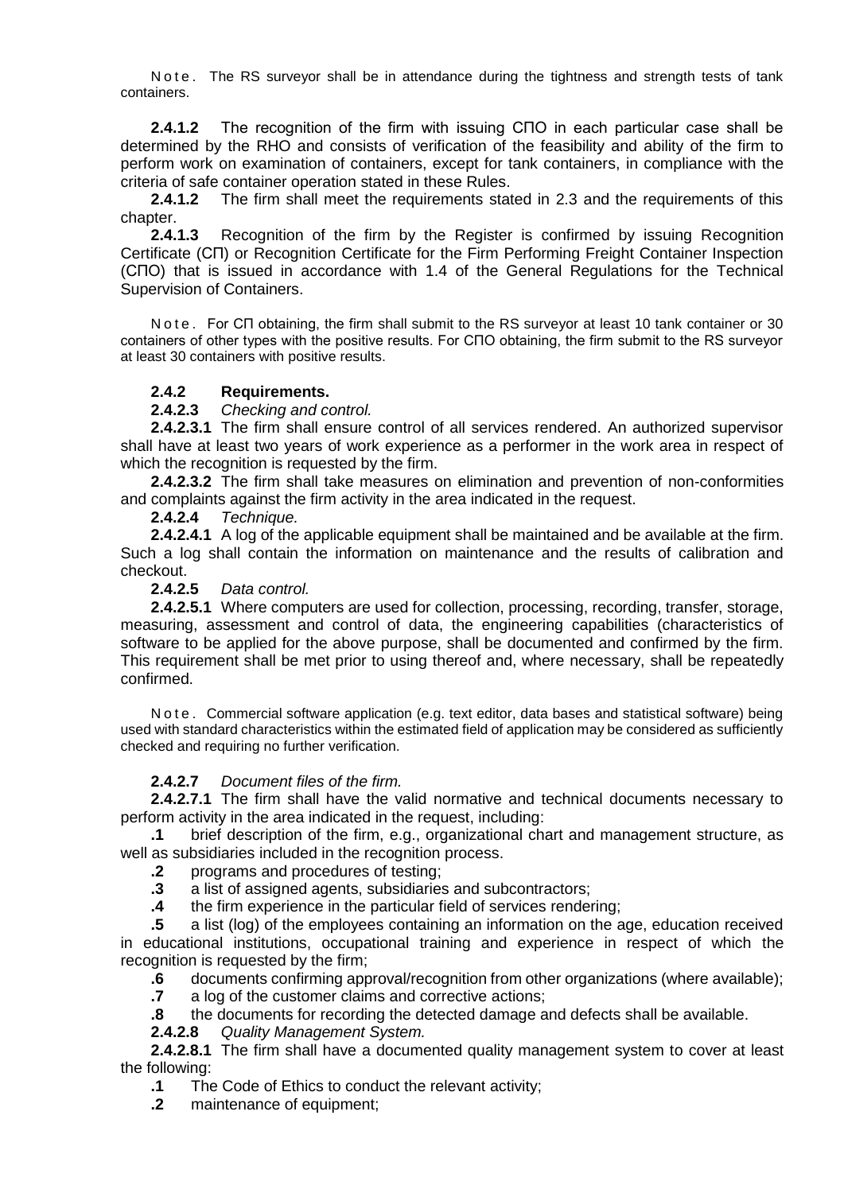N o t e . The RS surveyor shall be in attendance during the tightness and strength tests of tank containers.

**2.4.1.2** The recognition of the firm with issuing СПО in each particular case shall be determined by the RHO and consists of verification of the feasibility and ability of the firm to perform work on examination of containers, except for tank containers, in compliance with the criteria of safe container operation stated in these Rules.

**2.4.1.2** The firm shall meet the requirements stated in 2.3 and the requirements of this chapter.

**2.4.1.3** Recognition of the firm by the Register is confirmed by issuing Recognition Certificate (СП) or Recognition Certificate for the Firm Performing Freight Container Inspection (СПО) that is issued in accordance with 1.4 of the General Regulations for the Technical Supervision of Containers.

N o t e . For СП obtaining, the firm shall submit to the RS surveyor at least 10 tank container or 30 containers of other types with the positive results. For СПО obtaining, the firm submit to the RS surveyor at least 30 containers with positive results.

**2.4.2 Requirements.**

**2.4.2.3** *Checking and control.*

**2.4.2.3.1** The firm shall ensure control of all services rendered. An authorized supervisor shall have at least two years of work experience as a performer in the work area in respect of which the recognition is requested by the firm.

**2.4.2.3.2** The firm shall take measures on elimination and prevention of non-conformities and complaints against the firm activity in the area indicated in the request.

**2.4.2.4** *Technique.*

**2.4.2.4.1** A log of the applicable equipment shall be maintained and be available at the firm. Such a log shall contain the information on maintenance and the results of calibration and checkout.

**2.4.2.5** *Data control.*

**2.4.2.5.1** Where computers are used for collection, processing, recording, transfer, storage, measuring, assessment and control of data, the engineering capabilities (characteristics of software to be applied for the above purpose, shall be documented and confirmed by the firm. This requirement shall be met prior to using thereof and, where necessary, shall be repeatedly confirmed.

N o t e . Commercial software application (e.g. text editor, data bases and statistical software) being used with standard characteristics within the estimated field of application may be considered as sufficiently checked and requiring no further verification.

**2.4.2.7** *Document files of the firm.*

**2.4.2.7.1** The firm shall have the valid normative and technical documents necessary to perform activity in the area indicated in the request, including:

**.1** brief description of the firm, e.g., organizational chart and management structure, as well as subsidiaries included in the recognition process.

**.2** programs and procedures of testing;

**.3** a list of assigned agents, subsidiaries and subcontractors;

**.4** the firm experience in the particular field of services rendering;

**.5** a list (log) of the employees containing an information on the age, education received in educational institutions, occupational training and experience in respect of which the recognition is requested by the firm;

**.6** documents confirming approval/recognition from other organizations (where available);

**.7** a log of the customer claims and corrective actions;

**.8** the documents for recording the detected damage and defects shall be available.

**2.4.2.8** *Quality Management System.*

**2.4.2.8.1** The firm shall have a documented quality management system to cover at least the following:

**.1** The Code of Ethics to conduct the relevant activity;

**.2** maintenance of equipment;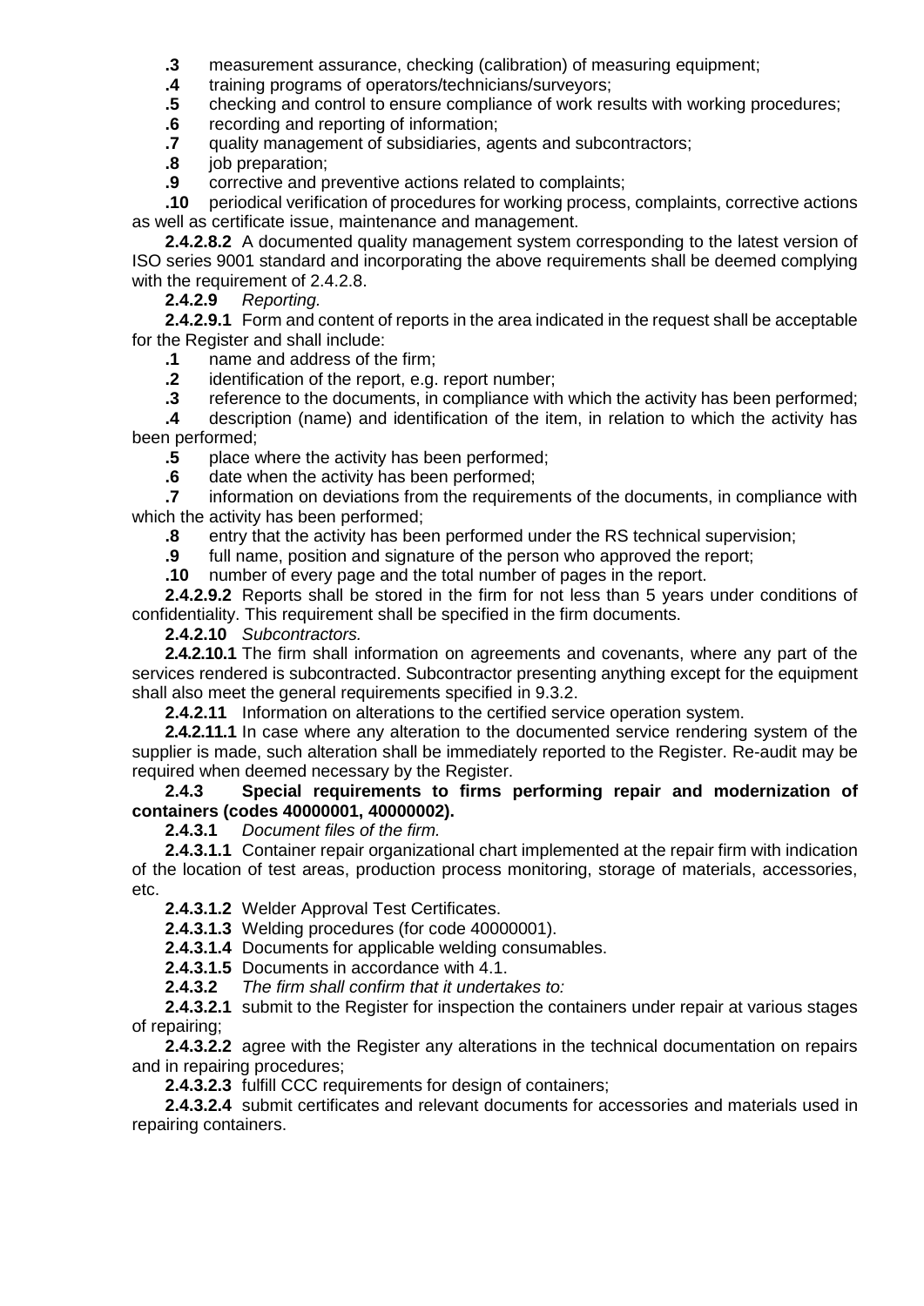**.3** measurement assurance, checking (calibration) of measuring equipment;

**.4** training programs of operators/technicians/surveyors;

**.5** checking and control to ensure compliance of work results with working procedures;

**.6** recording and reporting of information;

**.7** quality management of subsidiaries, agents and subcontractors;

**.8** job preparation;

**.9** corrective and preventive actions related to complaints;

**.10** periodical verification of procedures for working process, complaints, corrective actions as well as certificate issue, maintenance and management.

**2.4.2.8.2** A documented quality management system corresponding to the latest version of ISO series 9001 standard and incorporating the above requirements shall be deemed complying with the requirement of 2.4.2.8.

**2.4.2.9** *Reporting.*

**2.4.2.9.1** Form and content of reports in the area indicated in the request shall be acceptable for the Register and shall include:

**.1** name and address of the firm;

**.2** identification of the report, e.g. report number;

**.3** reference to the documents, in compliance with which the activity has been performed;

**.4** description (name) and identification of the item, in relation to which the activity has been performed;

**.5** place where the activity has been performed;

**.6** date when the activity has been performed;

**.7** information on deviations from the requirements of the documents, in compliance with which the activity has been performed;

**.8** entry that the activity has been performed under the RS technical supervision;

**.9** full name, position and signature of the person who approved the report;

**.10** number of every page and the total number of pages in the report.

**2.4.2.9.2** Reports shall be stored in the firm for not less than 5 years under conditions of confidentiality. This requirement shall be specified in the firm documents.

**2.4.2.10** *Subcontractors.*

**2.4.2.10.1** The firm shall information on agreements and covenants, where any part of the services rendered is subcontracted. Subcontractor presenting anything except for the equipment shall also meet the general requirements specified in 9.3.2.

**2.4.2.11** Information on alterations to the certified service operation system.

**2.4.2.11.1** In case where any alteration to the documented service rendering system of the supplier is made, such alteration shall be immediately reported to the Register. Re-audit may be required when deemed necessary by the Register.

**2.4.3 Special requirements to firms performing repair and modernization of containers (codes 40000001, 40000002).**

**2.4.3.1** *Document files of the firm.*

**2.4.3.1.1** Container repair organizational chart implemented at the repair firm with indication of the location of test areas, production process monitoring, storage of materials, accessories, etc.

**2.4.3.1.2** Welder Approval Test Certificates.

**2.4.3.1.3** Welding procedures (for code 40000001).

**2.4.3.1.4** Documents for applicable welding consumables.

**2.4.3.1.5** Documents in accordance with 4.1.

**2.4.3.2** *The firm shall confirm that it undertakes to:*

**2.4.3.2.1** submit to the Register for inspection the containers under repair at various stages of repairing;

**2.4.3.2.2** agree with the Register any alterations in the technical documentation on repairs and in repairing procedures;

**2.4.3.2.3** fulfill CCC requirements for design of containers;

**2.4.3.2.4** submit certificates and relevant documents for accessories and materials used in repairing containers.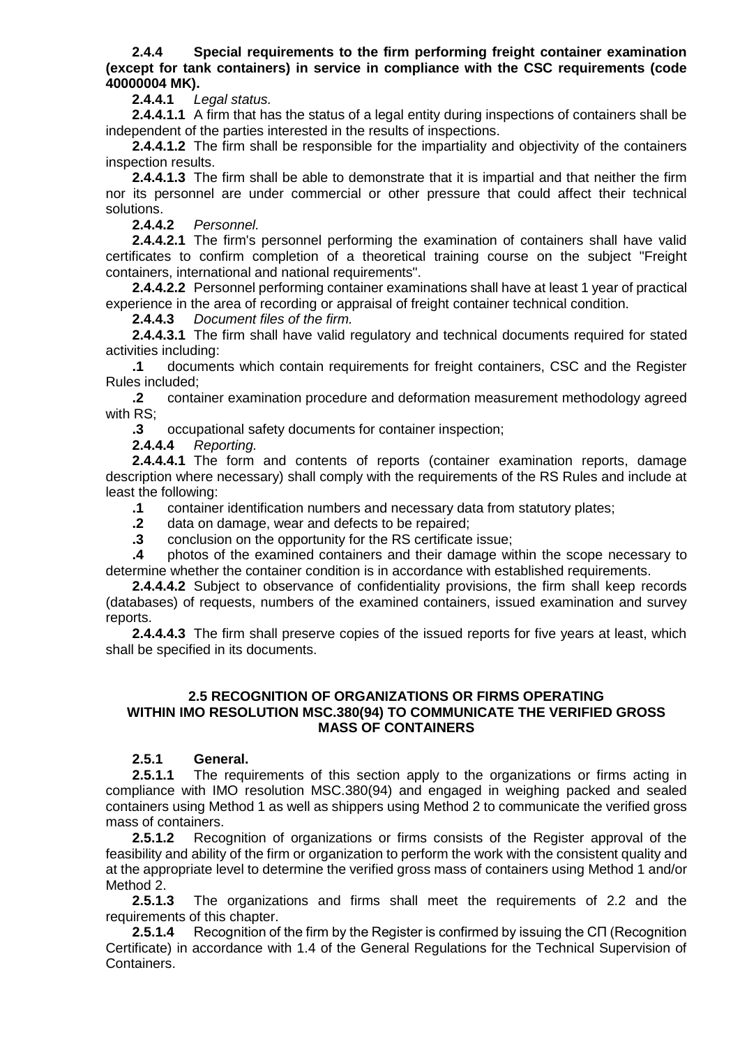**2.4.4 Special requirements to the firm performing freight container examination (except for tank containers) in service in compliance with the CSC requirements (code 40000004 MK).**

**2.4.4.1** *Legal status.*

**2.4.4.1.1** A firm that has the status of a legal entity during inspections of containers shall be independent of the parties interested in the results of inspections.

**2.4.4.1.2** The firm shall be responsible for the impartiality and objectivity of the containers inspection results.

**2.4.4.1.3** The firm shall be able to demonstrate that it is impartial and that neither the firm nor its personnel are under commercial or other pressure that could affect their technical solutions.

**2.4.4.2** *Personnel.*

**2.4.4.2.1** The firm's personnel performing the examination of containers shall have valid certificates to confirm completion of a theoretical training course on the subject "Freight containers, international and national requirements".

**2.4.4.2.2** Personnel performing container examinations shall have at least 1 year of practical experience in the area of recording or appraisal of freight container technical condition.

**2.4.4.3** *Document files of the firm.*

**2.4.4.3.1** The firm shall have valid regulatory and technical documents required for stated activities including:

**.1** documents which contain requirements for freight containers, CSC and the Register Rules included;

**.2** container examination procedure and deformation measurement methodology agreed with RS;

**.3** occupational safety documents for container inspection;

**2.4.4.4** *Reporting.*

**2.4.4.4.1** The form and contents of reports (container examination reports, damage description where necessary) shall comply with the requirements of the RS Rules and include at least the following:

**.1** container identification numbers and necessary data from statutory plates;

**.2** data on damage, wear and defects to be repaired;

**.3** conclusion on the opportunity for the RS certificate issue;

**.4** photos of the examined containers and their damage within the scope necessary to determine whether the container condition is in accordance with established requirements.

**2.4.4.4.2** Subject to observance of confidentiality provisions, the firm shall keep records (databases) of requests, numbers of the examined containers, issued examination and survey reports.

**2.4.4.4.3** The firm shall preserve copies of the issued reports for five years at least, which shall be specified in its documents.

## 2.5 RECOGNITION OF ORGANIZATIONS OR FIRMS OPERATING WITHIN IMO RESOLUTION MSC.380(94) TO COMMUNICATE THE VERIFIED GROSS MASS OF CONTAINERS

**2.5.1 General.**

**2.5.1.1** The requirements of this section apply to the organizations or firms acting in compliance with IMO resolution MSC.380(94) and engaged in weighing packed and sealed containers using Method 1 as well as shippers using Method 2 to communicate the verified gross mass of containers.

**2.5.1.2** Recognition of organizations or firms consists of the Register approval of the feasibility and ability of the firm or organization to perform the work with the consistent quality and at the appropriate level to determine the verified gross mass of containers using Method 1 and/or Method 2.

**2.5.1.3** The organizations and firms shall meet the requirements of 2.2 and the requirements of this chapter.

**2.5.1.4** Recognition of the firm by the Register is confirmed by issuing the СП (Recognition Certificate) in accordance with 1.4 of the General Regulations for the Technical Supervision of Containers.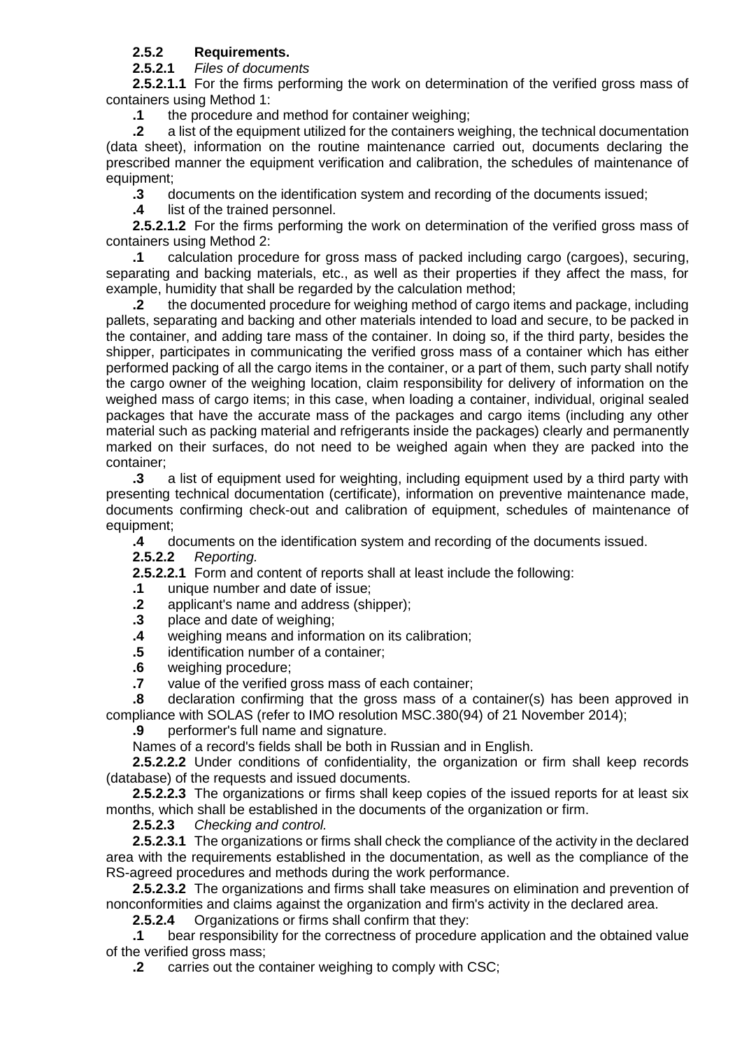**2.5.2 Requirements.**

**2.5.2.1** *Files of documents*

**2.5.2.1.1** For the firms performing the work on determination of the verified gross mass of containers using Method 1:

**.1** the procedure and method for container weighing;

**.2** a list of the equipment utilized for the containers weighing, the technical documentation (data sheet), information on the routine maintenance carried out, documents declaring the prescribed manner the equipment verification and calibration, the schedules of maintenance of equipment;

**.3** documents on the identification system and recording of the documents issued;

**.4** list of the trained personnel.

**2.5.2.1.2** For the firms performing the work on determination of the verified gross mass of containers using Method 2:

**.1** calculation procedure for gross mass of packed including cargo (cargoes), securing, separating and backing materials, etc., as well as their properties if they affect the mass, for example, humidity that shall be regarded by the calculation method;

**.2** the documented procedure for weighing method of cargo items and package, including pallets, separating and backing and other materials intended to load and secure, to be packed in the container, and adding tare mass of the container. In doing so, if the third party, besides the shipper, participates in communicating the verified gross mass of a container which has either performed packing of all the cargo items in the container, or a part of them, such party shall notify the cargo owner of the weighing location, claim responsibility for delivery of information on the weighed mass of cargo items; in this case, when loading a container, individual, original sealed packages that have the accurate mass of the packages and cargo items (including any other material such as packing material and refrigerants inside the packages) clearly and permanently marked on their surfaces, do not need to be weighed again when they are packed into the container;

**.3** a list of equipment used for weighting, including equipment used by a third party with presenting technical documentation (certificate), information on preventive maintenance made, documents confirming check-out and calibration of equipment, schedules of maintenance of equipment;

**.4** documents on the identification system and recording of the documents issued.

**2.5.2.2** *Reporting.*

**2.5.2.2.1** Form and content of reports shall at least include the following:

**.1** unique number and date of issue;

**.2** applicant's name and address (shipper);

**.3** place and date of weighing;

**.4** weighing means and information on its calibration;

**.5** identification number of a container;

**.6** weighing procedure;

**.7** value of the verified gross mass of each container;

**.8** declaration confirming that the gross mass of a container(s) has been approved in compliance with SOLAS (refer to IMO resolution MSC.380(94) of 21 November 2014);

**.9** performer's full name and signature.

Names of a record's fields shall be both in Russian and in English.

**2.5.2.2.2** Under conditions of confidentiality, the organization or firm shall keep records (database) of the requests and issued documents.

**2.5.2.2.3** The organizations or firms shall keep copies of the issued reports for at least six months, which shall be established in the documents of the organization or firm.

**2.5.2.3** *Checking and control.*

**2.5.2.3.1** The organizations or firms shall check the compliance of the activity in the declared area with the requirements established in the documentation, as well as the compliance of the RS-agreed procedures and methods during the work performance.

**2.5.2.3.2** The organizations and firms shall take measures on elimination and prevention of nonconformities and claims against the organization and firm's activity in the declared area.

**2.5.2.4** Organizations or firms shall confirm that they:

**.1** bear responsibility for the correctness of procedure application and the obtained value of the verified gross mass;

**.2** carries out the container weighing to comply with CSC;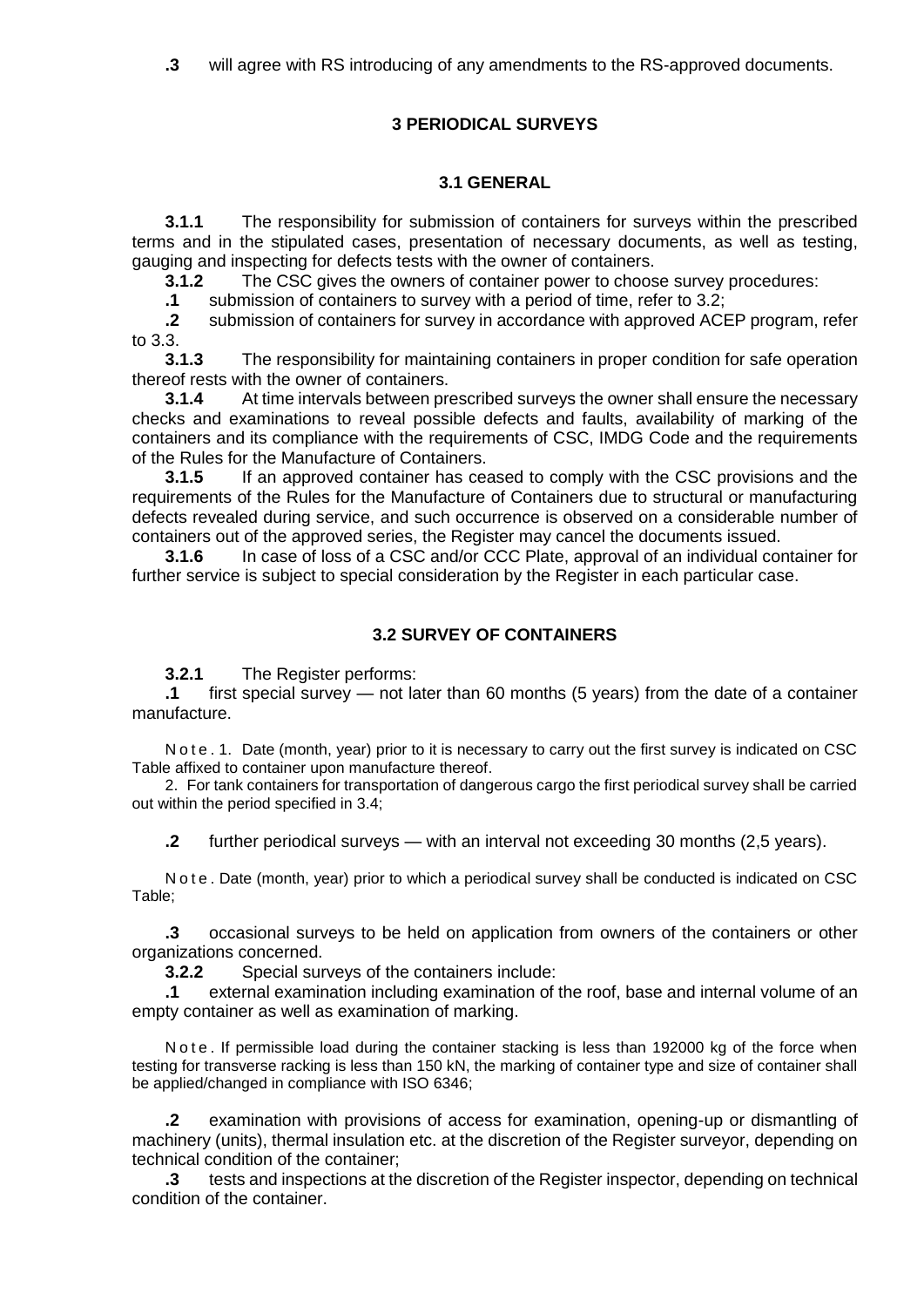**.3** will agree with RS introducing of any amendments to the RS-approved documents.

## 3 PERIODICAL SURVEYS

### 3.1 GENERAL

**3.1.1** The responsibility for submission of containers for surveys within the prescribed terms and in the stipulated cases, presentation of necessary documents, as well as testing, gauging and inspecting for defects tests with the owner of containers.

**3.1.2** The CSC gives the owners of container power to choose survey procedures:

**.1** submission of containers to survey with a period of time, refer to 3.2;

**.2** submission of containers for survey in accordance with approved ACEP program, refer to 3.3.

**3.1.3** The responsibility for maintaining containers in proper condition for safe operation thereof rests with the owner of containers.

**3.1.4** At time intervals between prescribed surveys the owner shall ensure the necessary checks and examinations to reveal possible defects and faults, availability of marking of the containers and its compliance with the requirements of CSC, IMDG Code and the requirements of the Rules for the Manufacture of Containers.

**3.1.5** If an approved container has ceased to comply with the CSC provisions and the requirements of the Rules for the Manufacture of Containers due to structural or manufacturing defects revealed during service, and such occurrence is observed on a considerable number of containers out of the approved series, the Register may cancel the documents issued.

**3.1.6** In case of loss of a CSC and/or CCC Plate, approval of an individual container for further service is subject to special consideration by the Register in each particular case.

### 3.2 SURVEY OF CONTAINERS

**3.2.1** The Register performs:

**.1** first special survey — not later than 60 months (5 years) from the date of a container manufacture.

N o t e . 1. Date (month, year) prior to it is necessary to carry out the first survey is indicated on CSC Table affixed to container upon manufacture thereof.

2. For tank containers for transportation of dangerous cargo the first periodical survey shall be carried out within the period specified in 3.4;

**.2** further periodical surveys — with an interval not exceeding 30 months (2,5 years).

N o t e . Date (month, year) prior to which a periodical survey shall be conducted is indicated on CSC Table;

**.3** occasional surveys to be held on application from owners of the containers or other organizations concerned.

**3.2.2** Special surveys of the containers include:

**.1** external examination including examination of the roof, base and internal volume of an empty container as well as examination of marking.

N o t e . If permissible load during the container stacking is less than 192000 kg of the force when testing for transverse racking is less than 150 kN, the marking of container type and size of container shall be applied/changed in compliance with ISO 6346;

**.2** examination with provisions of access for examination, opening-up or dismantling of machinery (units), thermal insulation etc. at the discretion of the Register surveyor, depending on technical condition of the container;

**.3** tests and inspections at the discretion of the Register inspector, depending on technical condition of the container.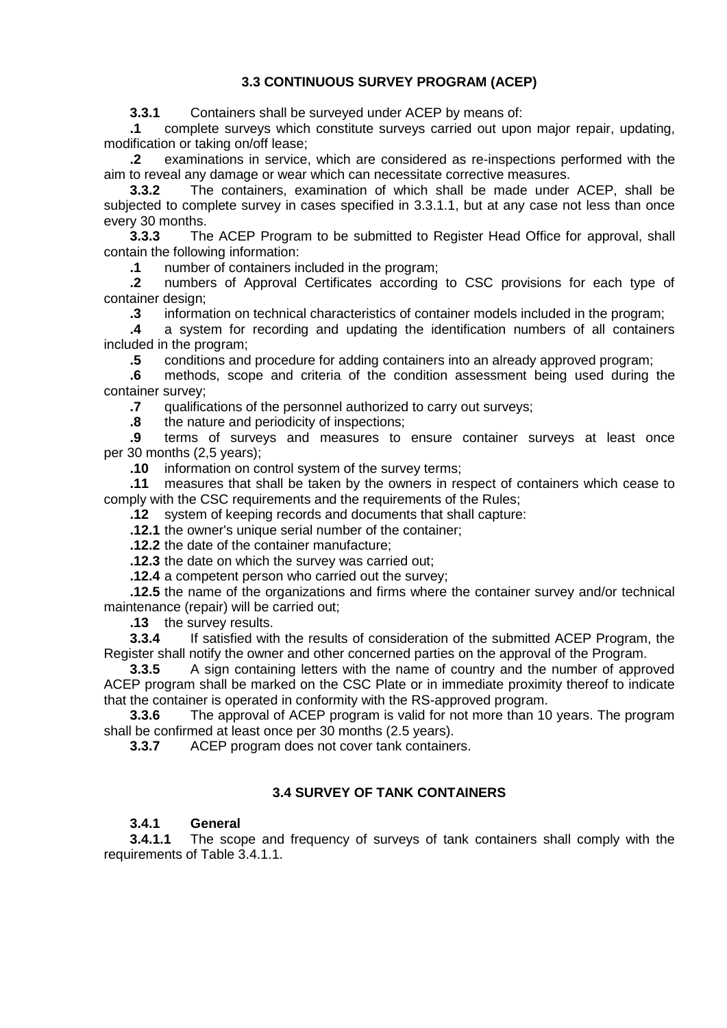## 3.3 CONTINUOUS SURVEY PROGRAM (ACEP)

**3.3.1** Containers shall be surveyed under ACEP by means of:

**.1** complete surveys which constitute surveys carried out upon major repair, updating, modification or taking on/off lease;

**.2** examinations in service, which are considered as re-inspections performed with the aim to reveal any damage or wear which can necessitate corrective measures.

**3.3.2** The containers, examination of which shall be made under ACEP, shall be subjected to complete survey in cases specified in 3.3.1.1, but at any case not less than once every 30 months.

**3.3.3** The ACEP Program to be submitted to Register Head Office for approval, shall contain the following information:

**.1** number of containers included in the program;

**.2** numbers of Approval Certificates according to CSC provisions for each type of container design;

**.3** information on technical characteristics of container models included in the program;

**.4** a system for recording and updating the identification numbers of all containers included in the program;

**.5** conditions and procedure for adding containers into an already approved program;

**.6** methods, scope and criteria of the condition assessment being used during the container survey;

**.7** qualifications of the personnel authorized to carry out surveys;

**.8** the nature and periodicity of inspections;

**.9** terms of surveys and measures to ensure container surveys at least once per 30 months (2,5 years);

**.10** information on control system of the survey terms;

**.11** measures that shall be taken by the owners in respect of containers which cease to comply with the CSC requirements and the requirements of the Rules;

**.12** system of keeping records and documents that shall capture:

**.12.1** the owner's unique serial number of the container;

**.12.2** the date of the container manufacture;

**.12.3** the date on which the survey was carried out;

**.12.4** a competent person who carried out the survey;

**.12.5** the name of the organizations and firms where the container survey and/or technical maintenance (repair) will be carried out;

**.13** the survey results.

**3.3.4** If satisfied with the results of consideration of the submitted ACEP Program, the Register shall notify the owner and other concerned parties on the approval of the Program.

**3.3.5** A sign containing letters with the name of country and the number of approved ACEP program shall be marked on the CSC Plate or in immediate proximity thereof to indicate that the container is operated in conformity with the RS-approved program.

**3.3.6** The approval of ACEP program is valid for not more than 10 years. The program shall be confirmed at least once per 30 months (2.5 years).

**3.3.7** ACEP program does not cover tank containers.

## 3.4 SURVEY OF TANK CONTAINERS

### 3.4.1 General

**3.4.1.1** The scope and frequency of surveys of tank containers shall comply with the requirements of Table 3.4.1.1.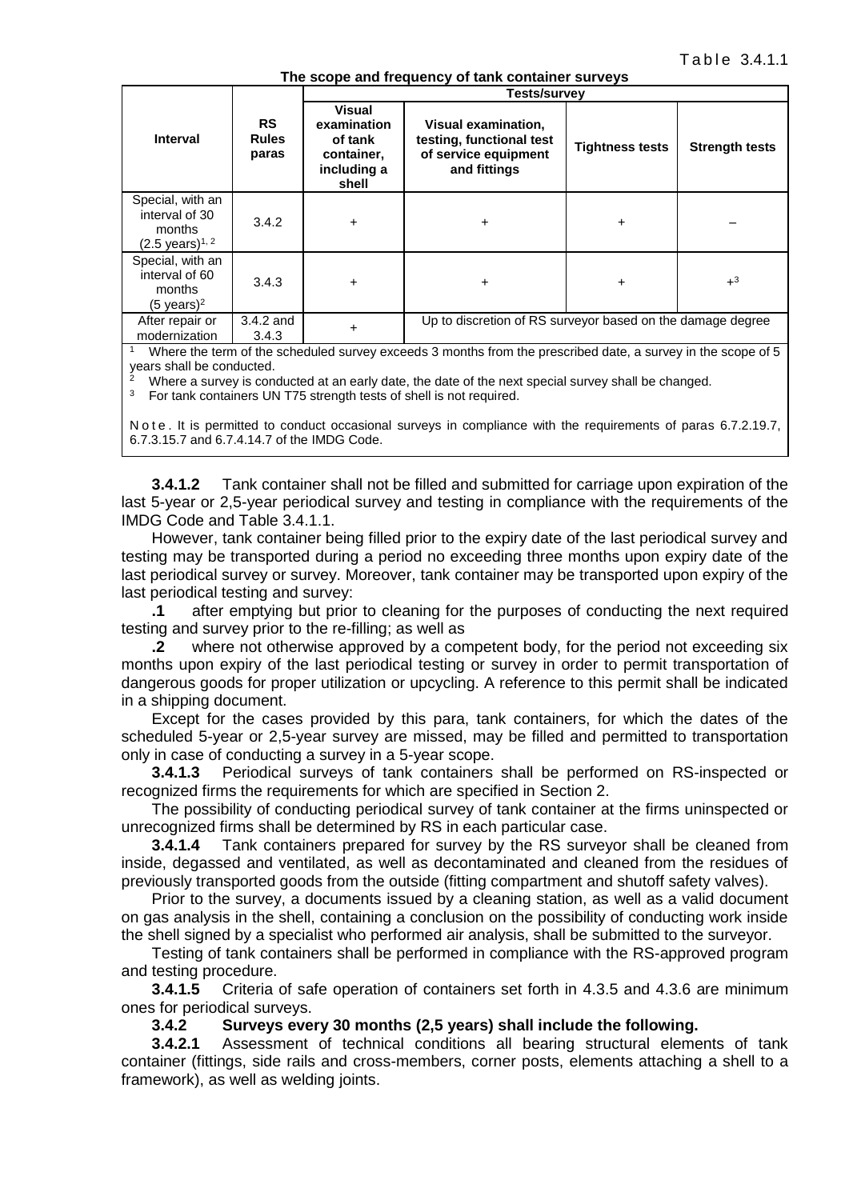Table 3.4.1.1

**The scope and frequency of tank container surveys**

| Interval | RS Rules paras | Tests/survey | | | |
|---|---|---|---|---|---|
| | | Visual examination of tank container, including a shell | Visual examination, testing, functional test of service equipment and fittings | Tightness tests | Strength tests |
| Special, with an interval of 30 months (2.5 years)[1, 2] | 3.4.2 | + | + | + | – |
| Special, with an interval of 60 months (5 years)[2] | 3.4.3 | + | + | + | +[3] |
| After repair or modernization | 3.4.2 and 3.4.3 | + | Up to discretion of RS surveyor based on the damage degree | | |

[1] Where the term of the scheduled survey exceeds 3 months from the prescribed date, a survey in the scope of 5 years shall be conducted.
[2] Where a survey is conducted at an early date, the date of the next special survey shall be changed.
[3] For tank containers UN T75 strength tests of shell is not required.

Note. It is permitted to conduct occasional surveys in compliance with the requirements of paras 6.7.2.19.7, 6.7.3.15.7 and 6.7.4.14.7 of the IMDG Code.

**3.4.1.2** Tank container shall not be filled and submitted for carriage upon expiration of the last 5-year or 2,5-year periodical survey and testing in compliance with the requirements of the IMDG Code and Table 3.4.1.1.

However, tank container being filled prior to the expiry date of the last periodical survey and testing may be transported during a period no exceeding three months upon expiry date of the last periodical survey or survey. Moreover, tank container may be transported upon expiry of the last periodical testing and survey:

**.1** after emptying but prior to cleaning for the purposes of conducting the next required testing and survey prior to the re-filling; as well as

**.2** where not otherwise approved by a competent body, for the period not exceeding six months upon expiry of the last periodical testing or survey in order to permit transportation of dangerous goods for proper utilization or upcycling. A reference to this permit shall be indicated in a shipping document.

Except for the cases provided by this para, tank containers, for which the dates of the scheduled 5-year or 2,5-year survey are missed, may be filled and permitted to transportation only in case of conducting a survey in a 5-year scope.

**3.4.1.3** Periodical surveys of tank containers shall be performed on RS-inspected or recognized firms the requirements for which are specified in Section 2.

The possibility of conducting periodical survey of tank container at the firms uninspected or unrecognized firms shall be determined by RS in each particular case.

**3.4.1.4** Tank containers prepared for survey by the RS surveyor shall be cleaned from inside, degassed and ventilated, as well as decontaminated and cleaned from the residues of previously transported goods from the outside (fitting compartment and shutoff safety valves).

Prior to the survey, a documents issued by a cleaning station, as well as a valid document on gas analysis in the shell, containing a conclusion on the possibility of conducting work inside the shell signed by a specialist who performed air analysis, shall be submitted to the surveyor.

Testing of tank containers shall be performed in compliance with the RS-approved program and testing procedure.

**3.4.1.5** Criteria of safe operation of containers set forth in 4.3.5 and 4.3.6 are minimum ones for periodical surveys.

### 3.4.2 Surveys every 30 months (2,5 years) shall include the following.

**3.4.2.1** Assessment of technical conditions all bearing structural elements of tank container (fittings, side rails and cross-members, corner posts, elements attaching a shell to a framework), as well as welding joints.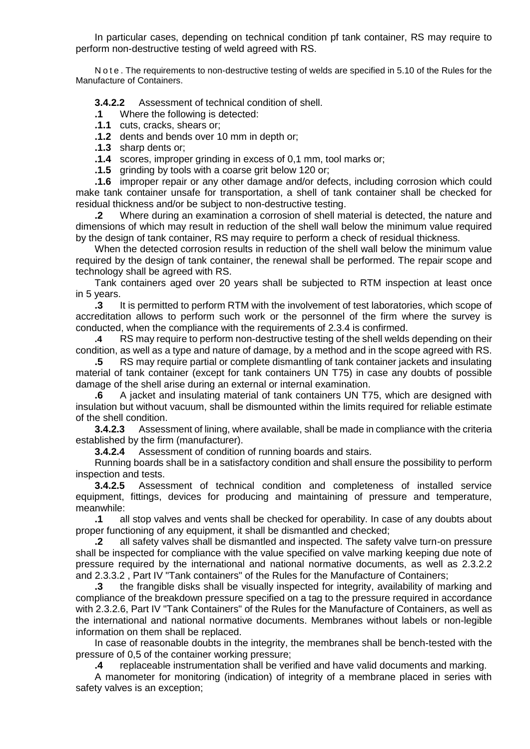In particular cases, depending on technical condition pf tank container, RS may require to perform non-destructive testing of weld agreed with RS.

N o t e . The requirements to non-destructive testing of welds are specified in 5.10 of the Rules for the Manufacture of Containers.

**3.4.2.2** Assessment of technical condition of shell.

**.1** Where the following is detected:

**.1.1** cuts, cracks, shears or;

**.1.2** dents and bends over 10 mm in depth or;

**.1.3** sharp dents or;

**.1.4** scores, improper grinding in excess of 0,1 mm, tool marks or;

**.1.5** grinding by tools with a coarse grit below 120 or;

**.1.6** improper repair or any other damage and/or defects, including corrosion which could make tank container unsafe for transportation, a shell of tank container shall be checked for residual thickness and/or be subject to non-destructive testing.

**.2** Where during an examination a corrosion of shell material is detected, the nature and dimensions of which may result in reduction of the shell wall below the minimum value required by the design of tank container, RS may require to perform a check of residual thickness.

When the detected corrosion results in reduction of the shell wall below the minimum value required by the design of tank container, the renewal shall be performed. The repair scope and technology shall be agreed with RS.

Tank containers aged over 20 years shall be subjected to RTM inspection at least once in 5 years.

**.3** It is permitted to perform RTM with the involvement of test laboratories, which scope of accreditation allows to perform such work or the personnel of the firm where the survey is conducted, when the compliance with the requirements of 2.3.4 is confirmed.

**.4** RS may require to perform non-destructive testing of the shell welds depending on their condition, as well as a type and nature of damage, by a method and in the scope agreed with RS.

**.5** RS may require partial or complete dismantling of tank container jackets and insulating material of tank container (except for tank containers UN T75) in case any doubts of possible damage of the shell arise during an external or internal examination.

**.6** A jacket and insulating material of tank containers UN T75, which are designed with insulation but without vacuum, shall be dismounted within the limits required for reliable estimate of the shell condition.

**3.4.2.3** Assessment of lining, where available, shall be made in compliance with the criteria established by the firm (manufacturer).

**3.4.2.4** Assessment of condition of running boards and stairs.

Running boards shall be in a satisfactory condition and shall ensure the possibility to perform inspection and tests.

**3.4.2.5** Assessment of technical condition and completeness of installed service equipment, fittings, devices for producing and maintaining of pressure and temperature, meanwhile:

**.1** all stop valves and vents shall be checked for operability. In case of any doubts about proper functioning of any equipment, it shall be dismantled and checked;

**.2** all safety valves shall be dismantled and inspected. The safety valve turn-on pressure shall be inspected for compliance with the value specified on valve marking keeping due note of pressure required by the international and national normative documents, as well as 2.3.2.2 and 2.3.3.2 , Part IV "Tank containers" of the Rules for the Manufacture of Containers;

**.3** the frangible disks shall be visually inspected for integrity, availability of marking and compliance of the breakdown pressure specified on a tag to the pressure required in accordance with 2.3.2.6, Part IV "Tank Containers" of the Rules for the Manufacture of Containers, as well as the international and national normative documents. Membranes without labels or non-legible information on them shall be replaced.

In case of reasonable doubts in the integrity, the membranes shall be bench-tested with the pressure of 0,5 of the container working pressure;

**.4** replaceable instrumentation shall be verified and have valid documents and marking.

A manometer for monitoring (indication) of integrity of a membrane placed in series with safety valves is an exception;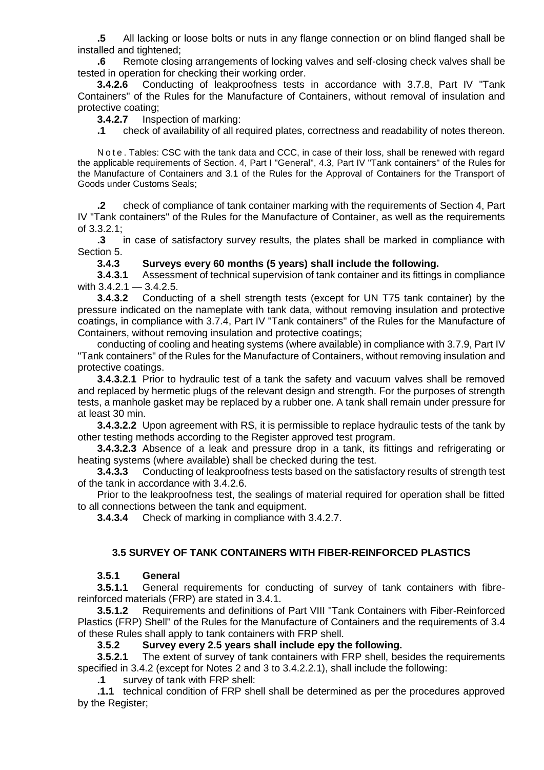**.5** All lacking or loose bolts or nuts in any flange connection or on blind flanged shall be installed and tightened;

**.6** Remote closing arrangements of locking valves and self-closing check valves shall be tested in operation for checking their working order.

**3.4.2.6** Conducting of leakproofness tests in accordance with 3.7.8, Part IV "Tank Containers" of the Rules for the Manufacture of Containers, without removal of insulation and protective coating;

**3.4.2.7** Inspection of marking:

**.1** check of availability of all required plates, correctness and readability of notes thereon.

N o t e . Tables: CSC with the tank data and CCC, in case of their loss, shall be renewed with regard the applicable requirements of Section. 4, Part I "General", 4.3, Part IV "Tank containers" of the Rules for the Manufacture of Containers and 3.1 of the Rules for the Approval of Containers for the Transport of Goods under Customs Seals;

**.2** check of compliance of tank container marking with the requirements of Section 4, Part IV "Tank containers" of the Rules for the Manufacture of Container, as well as the requirements of 3.3.2.1;

**.3** in case of satisfactory survey results, the plates shall be marked in compliance with Section 5.

### 3.4.3 Surveys every 60 months (5 years) shall include the following.

**3.4.3.1** Assessment of technical supervision of tank container and its fittings in compliance with 3.4.2.1 — 3.4.2.5.

**3.4.3.2** Conducting of a shell strength tests (except for UN T75 tank container) by the pressure indicated on the nameplate with tank data, without removing insulation and protective coatings, in compliance with 3.7.4, Part IV "Tank containers" of the Rules for the Manufacture of Containers, without removing insulation and protective coatings;

conducting of cooling and heating systems (where available) in compliance with 3.7.9, Part IV "Tank containers" of the Rules for the Manufacture of Containers, without removing insulation and protective coatings.

**3.4.3.2.1** Prior to hydraulic test of a tank the safety and vacuum valves shall be removed and replaced by hermetic plugs of the relevant design and strength. For the purposes of strength tests, a manhole gasket may be replaced by a rubber one. A tank shall remain under pressure for at least 30 min.

**3.4.3.2.2** Upon agreement with RS, it is permissible to replace hydraulic tests of the tank by other testing methods according to the Register approved test program.

**3.4.3.2.3** Absence of a leak and pressure drop in a tank, its fittings and refrigerating or heating systems (where available) shall be checked during the test.

**3.4.3.3** Conducting of leakproofness tests based on the satisfactory results of strength test of the tank in accordance with 3.4.2.6.

Prior to the leakproofness test, the sealings of material required for operation shall be fitted to all connections between the tank and equipment.

**3.4.3.4** Check of marking in compliance with 3.4.2.7.

## 3.5 SURVEY OF TANK CONTAINERS WITH FIBER-REINFORCED PLASTICS

### 3.5.1 General

**3.5.1.1** General requirements for conducting of survey of tank containers with fibre-reinforced materials (FRP) are stated in 3.4.1.

**3.5.1.2** Requirements and definitions of Part VIII "Tank Containers with Fiber-Reinforced Plastics (FRP) Shell" of the Rules for the Manufacture of Containers and the requirements of 3.4 of these Rules shall apply to tank containers with FRP shell.

### 3.5.2 Survey every 2.5 years shall include epy the following.

**3.5.2.1** The extent of survey of tank containers with FRP shell, besides the requirements specified in 3.4.2 (except for Notes 2 and 3 to 3.4.2.2.1), shall include the following:

**.1** survey of tank with FRP shell:

**.1.1** technical condition of FRP shell shall be determined as per the procedures approved by the Register;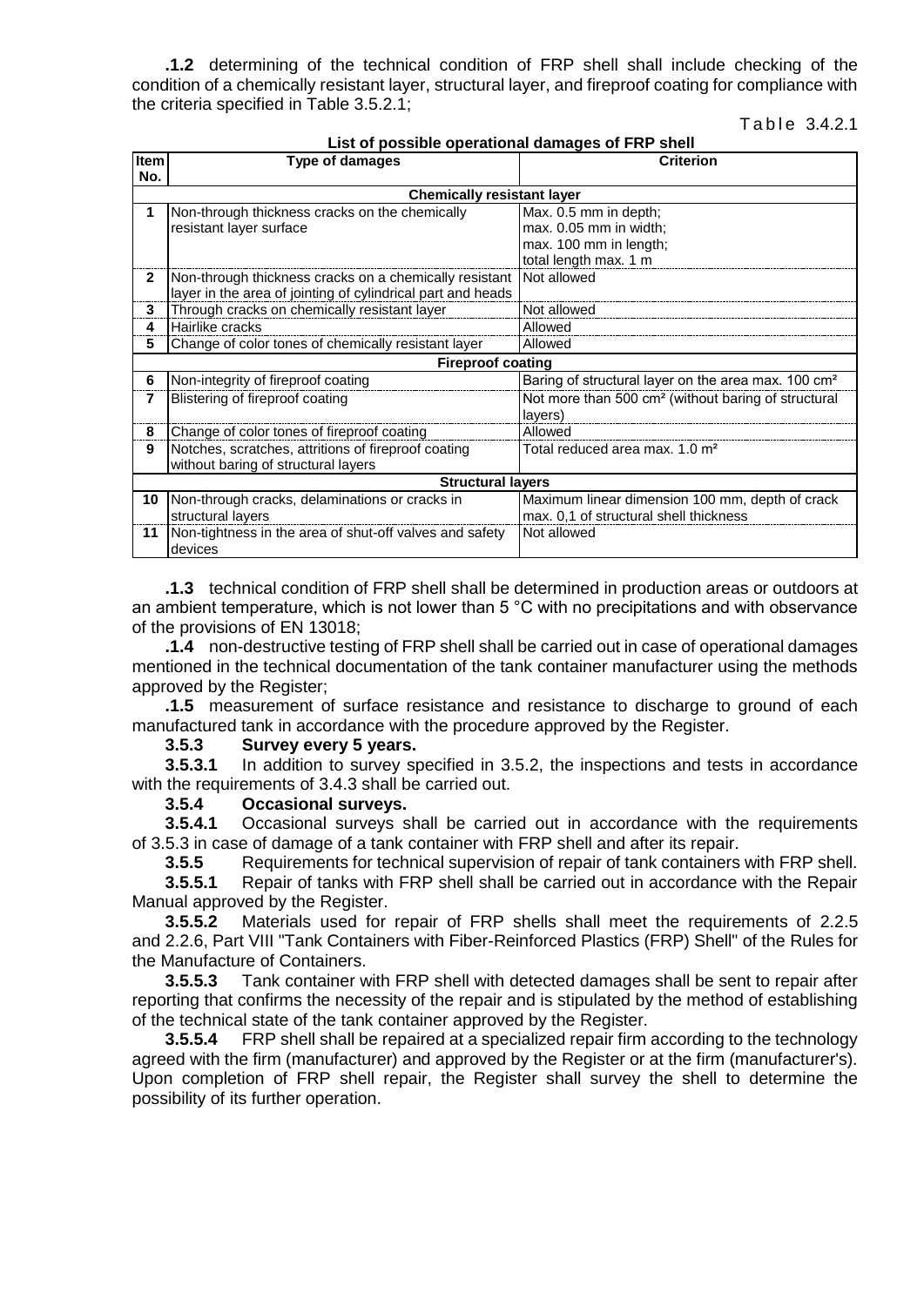**.1.2** determining of the technical condition of FRP shell shall include checking of the condition of a chemically resistant layer, structural layer, and fireproof coating for compliance with the criteria specified in Table 3.5.2.1;

Table 3.4.2.1

**List of possible operational damages of FRP shell**

| Item No. | Type of damages | Criterion |
|---|---|---|
| | **Chemically resistant layer** | |
| 1 | Non-through thickness cracks on the chemically resistant layer surface | Max. 0.5 mm in depth; max. 0.05 mm in width; max. 100 mm in length; total length max. 1 m |
| 2 | Non-through thickness cracks on a chemically resistant layer in the area of jointing of cylindrical part and heads | Not allowed |
| 3 | Through cracks on chemically resistant layer | Not allowed |
| 4 | Hairlike cracks | Allowed |
| 5 | Change of color tones of chemically resistant layer | Allowed |
| | **Fireproof coating** | |
| 6 | Non-integrity of fireproof coating | Baring of structural layer on the area max. 100 cm² |
| 7 | Blistering of fireproof coating | Not more than 500 cm² (without baring of structural layers) |
| 8 | Change of color tones of fireproof coating | Allowed |
| 9 | Notches, scratches, attritions of fireproof coating without baring of structural layers | Total reduced area max. 1.0 m² |
| | **Structural layers** | |
| 10 | Non-through cracks, delaminations or cracks in structural layers | Maximum linear dimension 100 mm, depth of crack max. 0,1 of structural shell thickness |
| 11 | Non-tightness in the area of shut-off valves and safety devices | Not allowed |

**.1.3** technical condition of FRP shell shall be determined in production areas or outdoors at an ambient temperature, which is not lower than 5 °C with no precipitations and with observance of the provisions of EN 13018;

**.1.4** non-destructive testing of FRP shell shall be carried out in case of operational damages mentioned in the technical documentation of the tank container manufacturer using the methods approved by the Register;

**.1.5** measurement of surface resistance and resistance to discharge to ground of each manufactured tank in accordance with the procedure approved by the Register.

**3.5.3 Survey every 5 years.**

**3.5.3.1** In addition to survey specified in 3.5.2, the inspections and tests in accordance with the requirements of 3.4.3 shall be carried out.

**3.5.4 Occasional surveys.**

**3.5.4.1** Occasional surveys shall be carried out in accordance with the requirements of 3.5.3 in case of damage of a tank container with FRP shell and after its repair.

**3.5.5** Requirements for technical supervision of repair of tank containers with FRP shell.

**3.5.5.1** Repair of tanks with FRP shell shall be carried out in accordance with the Repair Manual approved by the Register.

**3.5.5.2** Materials used for repair of FRP shells shall meet the requirements of 2.2.5 and 2.2.6, Part VIII "Tank Containers with Fiber-Reinforced Plastics (FRP) Shell" of the Rules for the Manufacture of Containers.

**3.5.5.3** Tank container with FRP shell with detected damages shall be sent to repair after reporting that confirms the necessity of the repair and is stipulated by the method of establishing of the technical state of the tank container approved by the Register.

**3.5.5.4** FRP shell shall be repaired at a specialized repair firm according to the technology agreed with the firm (manufacturer) and approved by the Register or at the firm (manufacturer's). Upon completion of FRP shell repair, the Register shall survey the shell to determine the possibility of its further operation.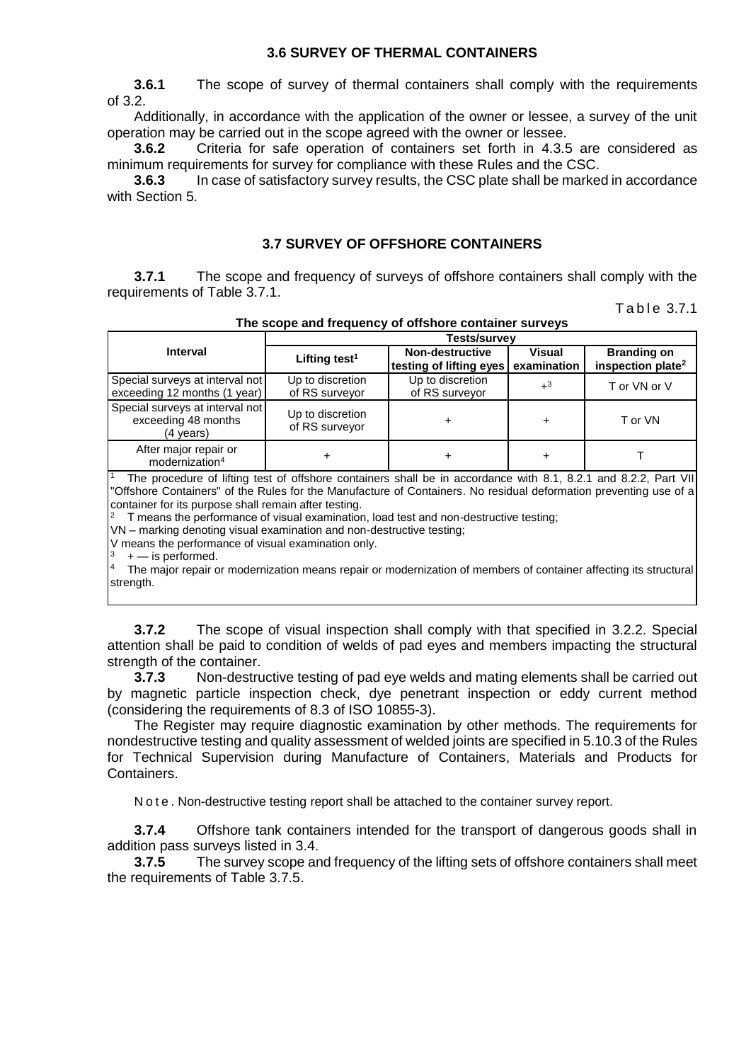### 3.6 SURVEY OF THERMAL CONTAINERS

**3.6.1** The scope of survey of thermal containers shall comply with the requirements of 3.2.

Additionally, in accordance with the application of the owner or lessee, a survey of the unit operation may be carried out in the scope agreed with the owner or lessee.

**3.6.2** Criteria for safe operation of containers set forth in 4.3.5 are considered as minimum requirements for survey for compliance with these Rules and the CSC.

**3.6.3** In case of satisfactory survey results, the CSC plate shall be marked in accordance with Section 5.

### 3.7 SURVEY OF OFFSHORE CONTAINERS

**3.7.1** The scope and frequency of surveys of offshore containers shall comply with the requirements of Table 3.7.1.

Table 3.7.1

**The scope and frequency of offshore container surveys**

| Interval | Tests/survey | | | |
|---|---|---|---|---|
| | **Lifting test**[1] | **Non-destructive testing of lifting eyes** | **Visual examination** | **Branding on inspection plate**[2] |
| Special surveys at interval not exceeding 12 months (1 year) | Up to discretion of RS surveyor | Up to discretion of RS surveyor | +[3] | T or VN or V |
| Special surveys at interval not exceeding 48 months (4 years) | Up to discretion of RS surveyor | + | + | T or VN |
| After major repair or modernization[4] | + | + | + | T |

[1] The procedure of lifting test of offshore containers shall be in accordance with 8.1, 8.2.1 and 8.2.2, Part VII "Offshore Containers" of the Rules for the Manufacture of Containers. No residual deformation preventing use of a container for its purpose shall remain after testing.

[2] T means the performance of visual examination, load test and non-destructive testing;

VN – marking denoting visual examination and non-destructive testing;

V means the performance of visual examination only.

[3] + — is performed.

[4] The major repair or modernization means repair or modernization of members of container affecting its structural strength.

**3.7.2** The scope of visual inspection shall comply with that specified in 3.2.2. Special attention shall be paid to condition of welds of pad eyes and members impacting the structural strength of the container.

**3.7.3** Non-destructive testing of pad eye welds and mating elements shall be carried out by magnetic particle inspection check, dye penetrant inspection or eddy current method (considering the requirements of 8.3 of ISO 10855-3).

The Register may require diagnostic examination by other methods. The requirements for nondestructive testing and quality assessment of welded joints are specified in 5.10.3 of the Rules for Technical Supervision during Manufacture of Containers, Materials and Products for Containers.

Note. Non-destructive testing report shall be attached to the container survey report.

**3.7.4** Offshore tank containers intended for the transport of dangerous goods shall in addition pass surveys listed in 3.4.

**3.7.5** The survey scope and frequency of the lifting sets of offshore containers shall meet the requirements of Table 3.7.5.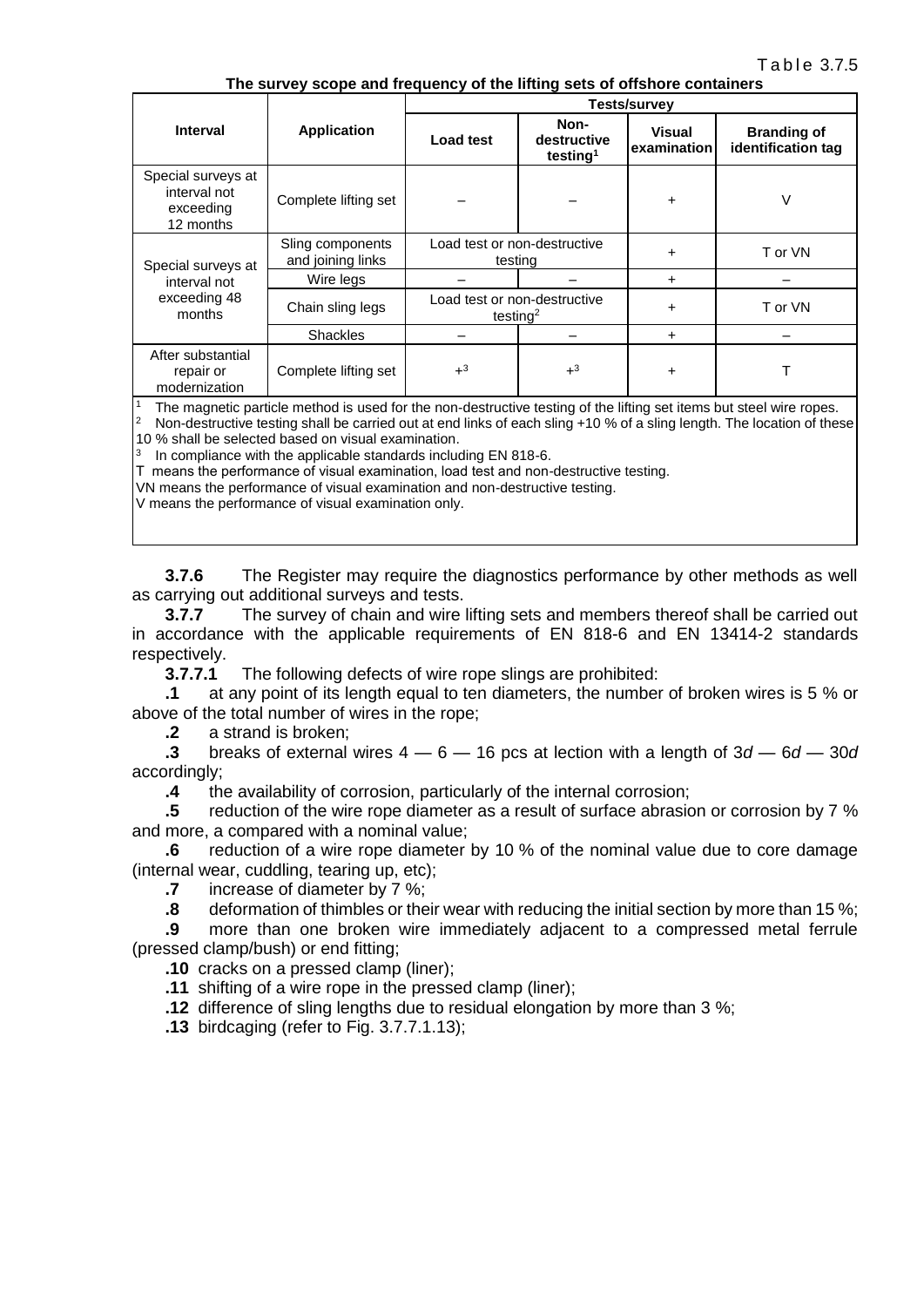Table 3.7.5

**The survey scope and frequency of the lifting sets of offshore containers**

| Interval | Application | Tests/survey | | | |
|---|---|---|---|---|---|
| | | Load test | Non-destructive testing[1] | Visual examination | Branding of identification tag |
| Special surveys at interval not exceeding 12 months | Complete lifting set | – | – | + | V |
| Special surveys at interval not exceeding 48 months | Sling components and joining links | Load test or non-destructive testing | | + | T or VN |
| | Wire legs | – | – | + | – |
| | Chain sling legs | Load test or non-destructive testing[2] | | + | T or VN |
| | Shackles | – | – | + | – |
| After substantial repair or modernization | Complete lifting set | +[3] | +[3] | + | T |

[1] The magnetic particle method is used for the non-destructive testing of the lifting set items but steel wire ropes.
[2] Non-destructive testing shall be carried out at end links of each sling +10 % of a sling length. The location of these 10 % shall be selected based on visual examination.
[3] In compliance with the applicable standards including EN 818-6.
T means the performance of visual examination, load test and non-destructive testing.
VN means the performance of visual examination and non-destructive testing.
V means the performance of visual examination only.

**3.7.6** The Register may require the diagnostics performance by other methods as well as carrying out additional surveys and tests.

**3.7.7** The survey of chain and wire lifting sets and members thereof shall be carried out in accordance with the applicable requirements of EN 818-6 and EN 13414-2 standards respectively.

**3.7.7.1** The following defects of wire rope slings are prohibited:

**.1** at any point of its length equal to ten diameters, the number of broken wires is 5 % or above of the total number of wires in the rope;

**.2** a strand is broken;

**.3** breaks of external wires 4 — 6 — 16 pcs at lection with a length of 3*d* — 6*d* — 30*d* accordingly;

**.4** the availability of corrosion, particularly of the internal corrosion;

**.5** reduction of the wire rope diameter as a result of surface abrasion or corrosion by 7 % and more, a compared with a nominal value;

**.6** reduction of a wire rope diameter by 10 % of the nominal value due to core damage (internal wear, cuddling, tearing up, etc);

**.7** increase of diameter by 7 %;

**.8** deformation of thimbles or their wear with reducing the initial section by more than 15 %;

**.9** more than one broken wire immediately adjacent to a compressed metal ferrule (pressed clamp/bush) or end fitting;

**.10** cracks on a pressed clamp (liner);

**.11** shifting of a wire rope in the pressed clamp (liner);

**.12** difference of sling lengths due to residual elongation by more than 3 %;

**.13** birdcaging (refer to Fig. 3.7.7.1.13);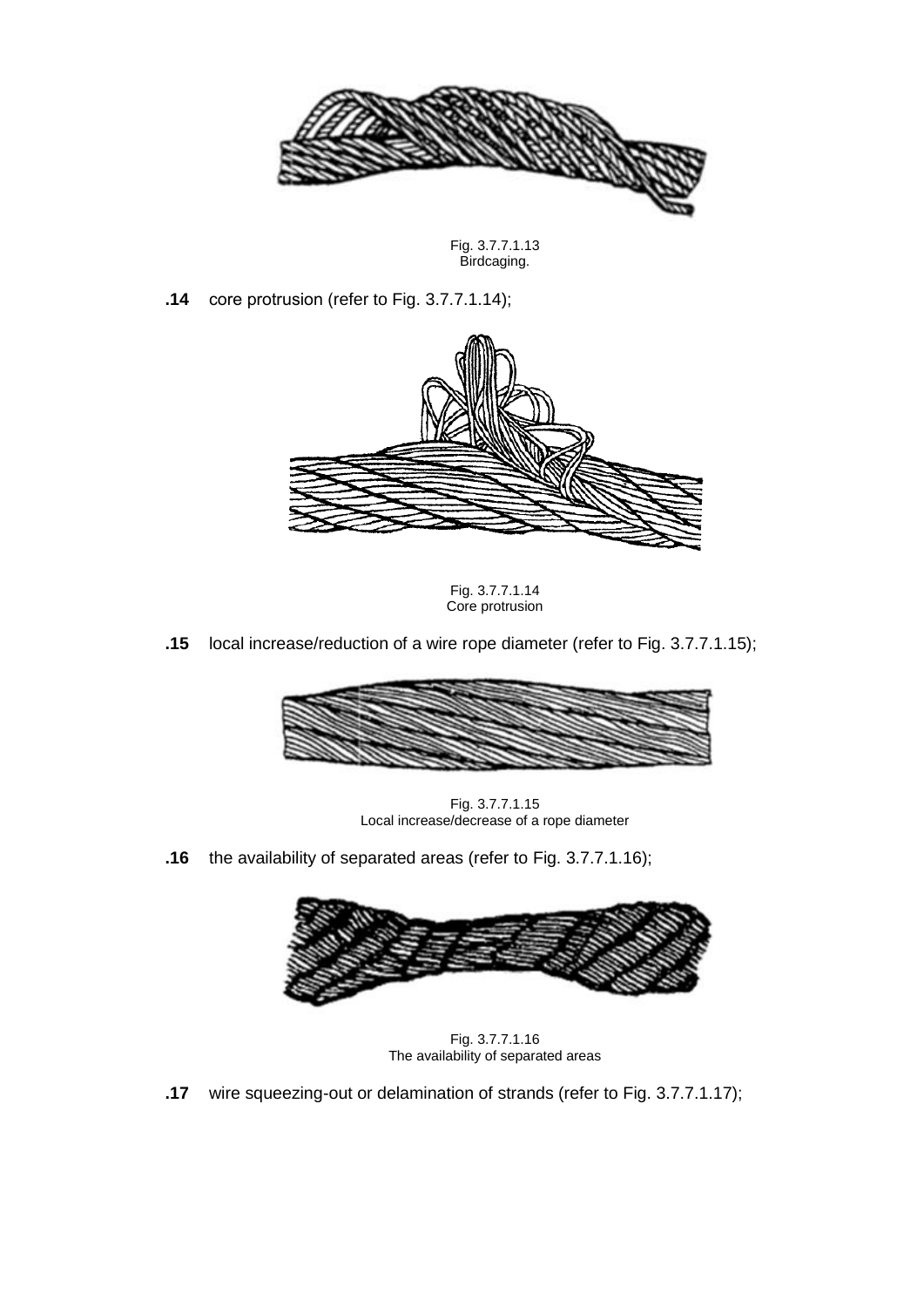Fig. 3.7.7.1.13
Birdcaging.

**.14** core protrusion (refer to Fig. 3.7.7.1.14);

Fig. 3.7.7.1.14
Core protrusion

**.15** local increase/reduction of a wire rope diameter (refer to Fig. 3.7.7.1.15);

Fig. 3.7.7.1.15
Local increase/decrease of a rope diameter

**.16** the availability of separated areas (refer to Fig. 3.7.7.1.16);

Fig. 3.7.7.1.16
The availability of separated areas

**.17** wire squeezing-out or delamination of strands (refer to Fig. 3.7.7.1.17);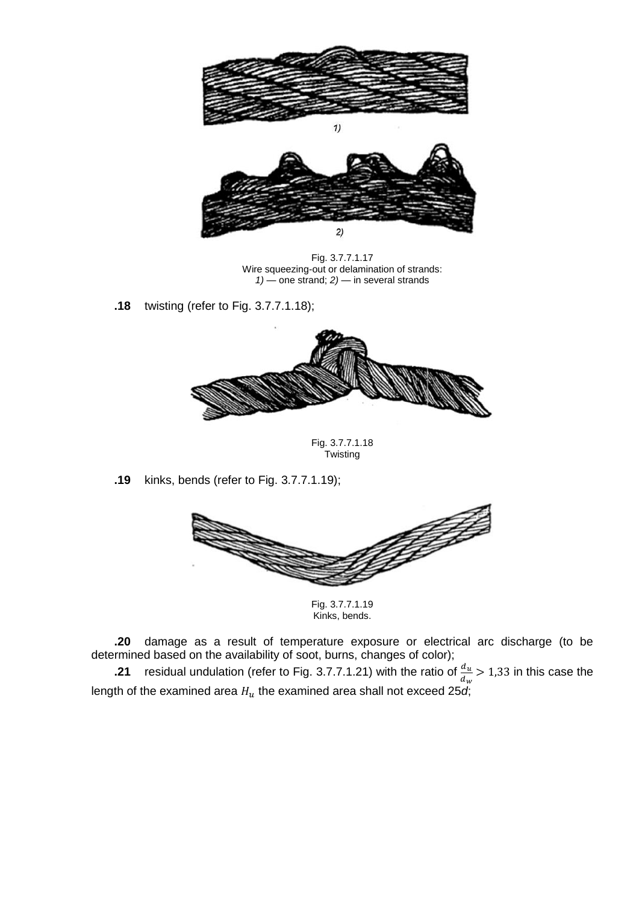Fig. 3.7.7.1.17
Wire squeezing-out or delamination of strands:
*1)* — one strand; *2)* — in several strands

**.18** twisting (refer to Fig. 3.7.7.1.18);

Fig. 3.7.7.1.18
Twisting

**.19** kinks, bends (refer to Fig. 3.7.7.1.19);

Fig. 3.7.7.1.19
Kinks, bends.

**.20** damage as a result of temperature exposure or electrical arc discharge (to be determined based on the availability of soot, burns, changes of color);

**.21** residual undulation (refer to Fig. 3.7.7.1.21) with the ratio of $\frac{d_u}{d_w} > 1{,}33$ in this case the length of the examined area $H_u$ the examined area shall not exceed 25*d*;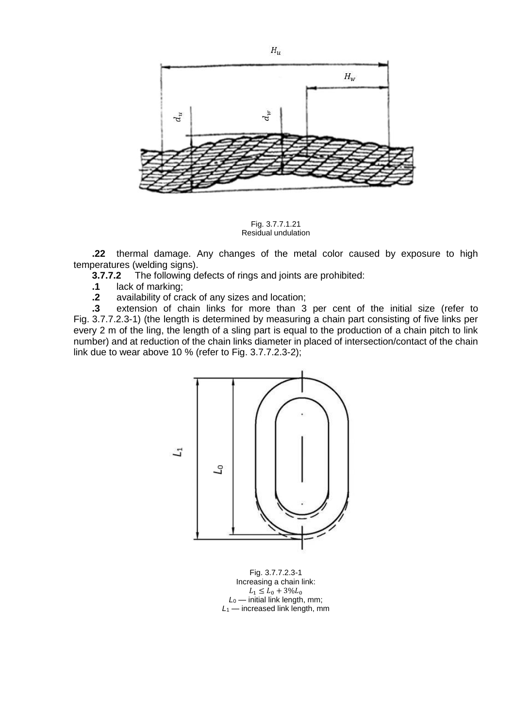$H_u$

$H_w$

$d_u$

$d_w$

Fig. 3.7.7.1.21
Residual undulation

**.22** thermal damage. Any changes of the metal color caused by exposure to high temperatures (welding signs).

**3.7.7.2** The following defects of rings and joints are prohibited:

**.1** lack of marking;

**.2** availability of crack of any sizes and location;

**.3** extension of chain links for more than 3 per cent of the initial size (refer to Fig. 3.7.7.2.3-1) (the length is determined by measuring a chain part consisting of five links per every 2 m of the ling, the length of a sling part is equal to the production of a chain pitch to link number) and at reduction of the chain links diameter in placed of intersection/contact of the chain link due to wear above 10 % (refer to Fig. 3.7.7.2.3-2);

$L_1$

$L_0$

Fig. 3.7.7.2.3-1
Increasing a chain link:
$L_1 \leq L_0 + 3\%L_0$
$L_0$ — initial link length, mm;
$L_1$ — increased link length, mm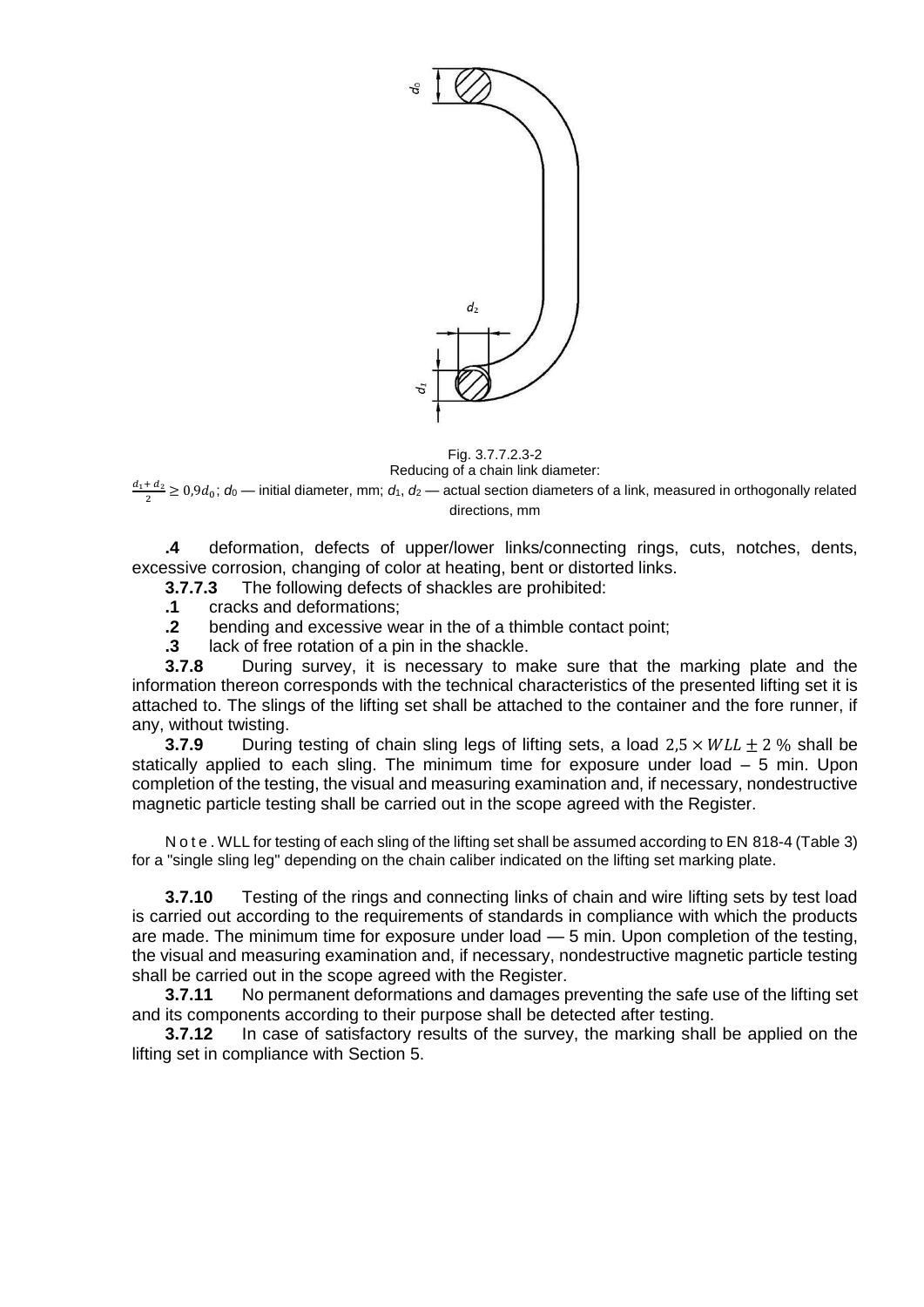Fig. 3.7.7.2.3-2

Reducing of a chain link diameter:

$\frac{d_1 + d_2}{2} \geq 0{,}9d_0$; $d_0$ — initial diameter, mm; $d_1$, $d_2$ — actual section diameters of a link, measured in orthogonally related directions, mm

**.4** deformation, defects of upper/lower links/connecting rings, cuts, notches, dents, excessive corrosion, changing of color at heating, bent or distorted links.

**3.7.7.3** The following defects of shackles are prohibited:

**.1** cracks and deformations;

**.2** bending and excessive wear in the of a thimble contact point;

**.3** lack of free rotation of a pin in the shackle.

**3.7.8** During survey, it is necessary to make sure that the marking plate and the information thereon corresponds with the technical characteristics of the presented lifting set it is attached to. The slings of the lifting set shall be attached to the container and the fore runner, if any, without twisting.

**3.7.9** During testing of chain sling legs of lifting sets, a load $2{,}5 \times WLL \pm 2$ % shall be statically applied to each sling. The minimum time for exposure under load – 5 min. Upon completion of the testing, the visual and measuring examination and, if necessary, nondestructive magnetic particle testing shall be carried out in the scope agreed with the Register.

N o t e . WLL for testing of each sling of the lifting set shall be assumed according to EN 818-4 (Table 3) for a "single sling leg" depending on the chain caliber indicated on the lifting set marking plate.

**3.7.10** Testing of the rings and connecting links of chain and wire lifting sets by test load is carried out according to the requirements of standards in compliance with which the products are made. The minimum time for exposure under load — 5 min. Upon completion of the testing, the visual and measuring examination and, if necessary, nondestructive magnetic particle testing shall be carried out in the scope agreed with the Register.

**3.7.11** No permanent deformations and damages preventing the safe use of the lifting set and its components according to their purpose shall be detected after testing.

**3.7.12** In case of satisfactory results of the survey, the marking shall be applied on the lifting set in compliance with Section 5.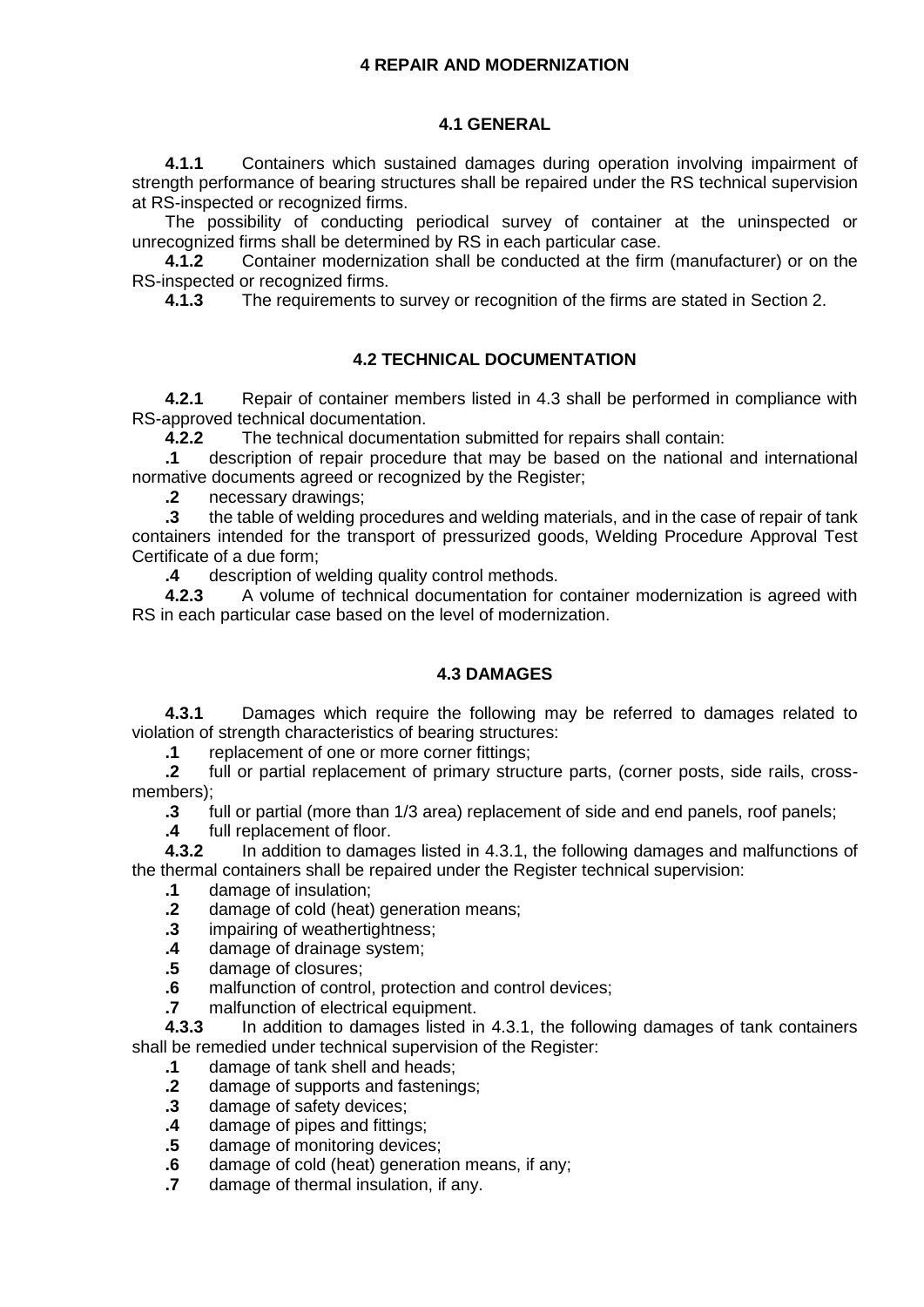# 4 REPAIR AND MODERNIZATION

## 4.1 GENERAL

**4.1.1** Containers which sustained damages during operation involving impairment of strength performance of bearing structures shall be repaired under the RS technical supervision at RS-inspected or recognized firms.

The possibility of conducting periodical survey of container at the uninspected or unrecognized firms shall be determined by RS in each particular case.

**4.1.2** Container modernization shall be conducted at the firm (manufacturer) or on the RS-inspected or recognized firms.

**4.1.3** The requirements to survey or recognition of the firms are stated in Section 2.

## 4.2 TECHNICAL DOCUMENTATION

**4.2.1** Repair of container members listed in 4.3 shall be performed in compliance with RS-approved technical documentation.

**4.2.2** The technical documentation submitted for repairs shall contain:

**.1** description of repair procedure that may be based on the national and international normative documents agreed or recognized by the Register;

**.2** necessary drawings;

**.3** the table of welding procedures and welding materials, and in the case of repair of tank containers intended for the transport of pressurized goods, Welding Procedure Approval Test Certificate of a due form;

**.4** description of welding quality control methods.

**4.2.3** A volume of technical documentation for container modernization is agreed with RS in each particular case based on the level of modernization.

## 4.3 DAMAGES

**4.3.1** Damages which require the following may be referred to damages related to violation of strength characteristics of bearing structures:

**.1** replacement of one or more corner fittings;

**.2** full or partial replacement of primary structure parts, (corner posts, side rails, cross-members);

**.3** full or partial (more than 1/3 area) replacement of side and end panels, roof panels;

**.4** full replacement of floor.

**4.3.2** In addition to damages listed in 4.3.1, the following damages and malfunctions of the thermal containers shall be repaired under the Register technical supervision:

**.1** damage of insulation;

**.2** damage of cold (heat) generation means;

**.3** impairing of weathertightness;

**.4** damage of drainage system;

**.5** damage of closures;

**.6** malfunction of control, protection and control devices;

**.7** malfunction of electrical equipment.

**4.3.3** In addition to damages listed in 4.3.1, the following damages of tank containers shall be remedied under technical supervision of the Register:

**.1** damage of tank shell and heads;

**.2** damage of supports and fastenings;

**.3** damage of safety devices;

**.4** damage of pipes and fittings;

**.5** damage of monitoring devices;

**.6** damage of cold (heat) generation means, if any;

**.7** damage of thermal insulation, if any.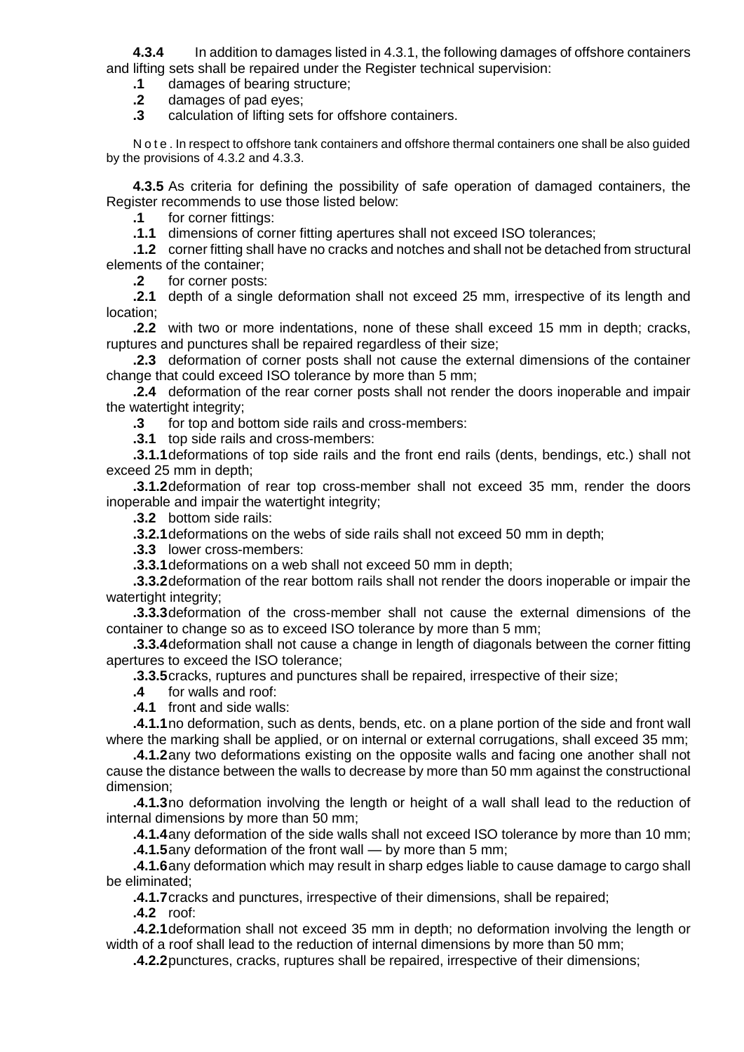**4.3.4** In addition to damages listed in 4.3.1, the following damages of offshore containers and lifting sets shall be repaired under the Register technical supervision:

**.1** damages of bearing structure;

**.2** damages of pad eyes;

**.3** calculation of lifting sets for offshore containers.

N o t e . In respect to offshore tank containers and offshore thermal containers one shall be also guided by the provisions of 4.3.2 and 4.3.3.

**4.3.5** As criteria for defining the possibility of safe operation of damaged containers, the Register recommends to use those listed below:

**.1** for corner fittings:

**.1.1** dimensions of corner fitting apertures shall not exceed ISO tolerances;

**.1.2** corner fitting shall have no cracks and notches and shall not be detached from structural elements of the container;

**.2** for corner posts:

**.2.1** depth of a single deformation shall not exceed 25 mm, irrespective of its length and location;

**.2.2** with two or more indentations, none of these shall exceed 15 mm in depth; cracks, ruptures and punctures shall be repaired regardless of their size;

**.2.3** deformation of corner posts shall not cause the external dimensions of the container change that could exceed ISO tolerance by more than 5 mm;

**.2.4** deformation of the rear corner posts shall not render the doors inoperable and impair the watertight integrity;

**.3** for top and bottom side rails and cross-members:

**.3.1** top side rails and cross-members:

**.3.1.1** deformations of top side rails and the front end rails (dents, bendings, etc.) shall not exceed 25 mm in depth;

**.3.1.2** deformation of rear top cross-member shall not exceed 35 mm, render the doors inoperable and impair the watertight integrity;

**.3.2** bottom side rails:

**.3.2.1** deformations on the webs of side rails shall not exceed 50 mm in depth;

**.3.3** lower cross-members:

**.3.3.1** deformations on a web shall not exceed 50 mm in depth;

**.3.3.2** deformation of the rear bottom rails shall not render the doors inoperable or impair the watertight integrity;

**.3.3.3** deformation of the cross-member shall not cause the external dimensions of the container to change so as to exceed ISO tolerance by more than 5 mm;

**.3.3.4** deformation shall not cause a change in length of diagonals between the corner fitting apertures to exceed the ISO tolerance;

**.3.3.5** cracks, ruptures and punctures shall be repaired, irrespective of their size;

**.4** for walls and roof:

**.4.1** front and side walls:

**.4.1.1** no deformation, such as dents, bends, etc. on a plane portion of the side and front wall where the marking shall be applied, or on internal or external corrugations, shall exceed 35 mm;

**.4.1.2** any two deformations existing on the opposite walls and facing one another shall not cause the distance between the walls to decrease by more than 50 mm against the constructional dimension;

**.4.1.3** no deformation involving the length or height of a wall shall lead to the reduction of internal dimensions by more than 50 mm;

**.4.1.4** any deformation of the side walls shall not exceed ISO tolerance by more than 10 mm;

**.4.1.5** any deformation of the front wall — by more than 5 mm;

**.4.1.6** any deformation which may result in sharp edges liable to cause damage to cargo shall be eliminated;

**.4.1.7** cracks and punctures, irrespective of their dimensions, shall be repaired;

**.4.2** roof:

**.4.2.1** deformation shall not exceed 35 mm in depth; no deformation involving the length or width of a roof shall lead to the reduction of internal dimensions by more than 50 mm;

**.4.2.2** punctures, cracks, ruptures shall be repaired, irrespective of their dimensions;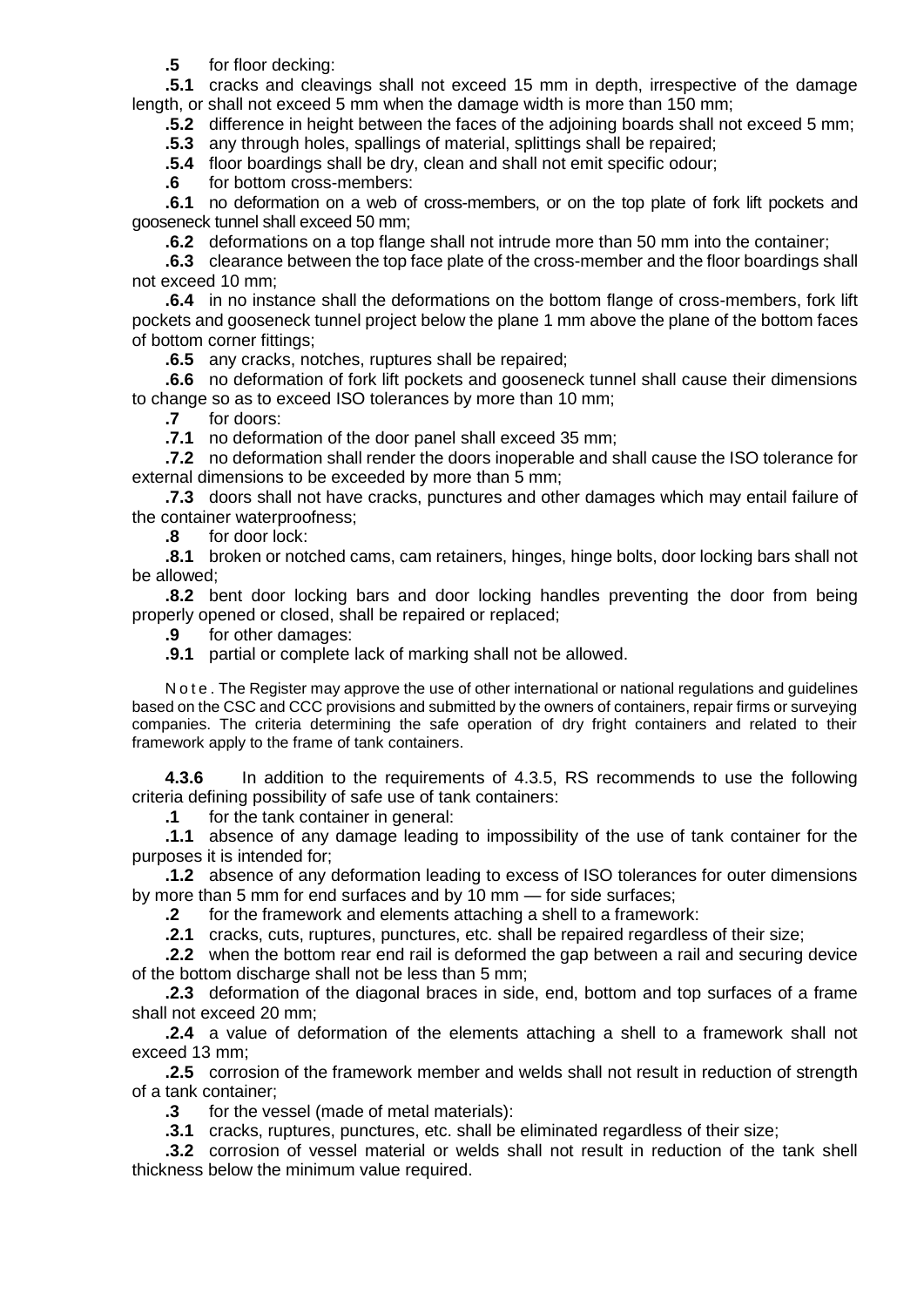**.5** for floor decking:

**.5.1** cracks and cleavings shall not exceed 15 mm in depth, irrespective of the damage length, or shall not exceed 5 mm when the damage width is more than 150 mm;

**.5.2** difference in height between the faces of the adjoining boards shall not exceed 5 mm;

**.5.3** any through holes, spallings of material, splittings shall be repaired;

**.5.4** floor boardings shall be dry, clean and shall not emit specific odour;

**.6** for bottom cross-members:

**.6.1** no deformation on a web of cross-members, or on the top plate of fork lift pockets and gooseneck tunnel shall exceed 50 mm;

**.6.2** deformations on a top flange shall not intrude more than 50 mm into the container;

**.6.3** clearance between the top face plate of the cross-member and the floor boardings shall not exceed 10 mm;

**.6.4** in no instance shall the deformations on the bottom flange of cross-members, fork lift pockets and gooseneck tunnel project below the plane 1 mm above the plane of the bottom faces of bottom corner fittings;

**.6.5** any cracks, notches, ruptures shall be repaired;

**.6.6** no deformation of fork lift pockets and gooseneck tunnel shall cause their dimensions to change so as to exceed ISO tolerances by more than 10 mm;

**.7** for doors:

**.7.1** no deformation of the door panel shall exceed 35 mm;

**.7.2** no deformation shall render the doors inoperable and shall cause the ISO tolerance for external dimensions to be exceeded by more than 5 mm;

**.7.3** doors shall not have cracks, punctures and other damages which may entail failure of the container waterproofness;

**.8** for door lock:

**.8.1** broken or notched cams, cam retainers, hinges, hinge bolts, door locking bars shall not be allowed;

**.8.2** bent door locking bars and door locking handles preventing the door from being properly opened or closed, shall be repaired or replaced;

**.9** for other damages:

**.9.1** partial or complete lack of marking shall not be allowed.

N o t e . The Register may approve the use of other international or national regulations and guidelines based on the CSC and CCC provisions and submitted by the owners of containers, repair firms or surveying companies. The criteria determining the safe operation of dry fright containers and related to their framework apply to the frame of tank containers.

**4.3.6** In addition to the requirements of 4.3.5, RS recommends to use the following criteria defining possibility of safe use of tank containers:

**.1** for the tank container in general:

**.1.1** absence of any damage leading to impossibility of the use of tank container for the purposes it is intended for;

**.1.2** absence of any deformation leading to excess of ISO tolerances for outer dimensions by more than 5 mm for end surfaces and by 10 mm — for side surfaces;

**.2** for the framework and elements attaching a shell to a framework:

**.2.1** cracks, cuts, ruptures, punctures, etc. shall be repaired regardless of their size;

**.2.2** when the bottom rear end rail is deformed the gap between a rail and securing device of the bottom discharge shall not be less than 5 mm;

**.2.3** deformation of the diagonal braces in side, end, bottom and top surfaces of a frame shall not exceed 20 mm;

**.2.4** a value of deformation of the elements attaching a shell to a framework shall not exceed 13 mm;

**.2.5** corrosion of the framework member and welds shall not result in reduction of strength of a tank container;

**.3** for the vessel (made of metal materials):

**.3.1** cracks, ruptures, punctures, etc. shall be eliminated regardless of their size;

**.3.2** corrosion of vessel material or welds shall not result in reduction of the tank shell thickness below the minimum value required.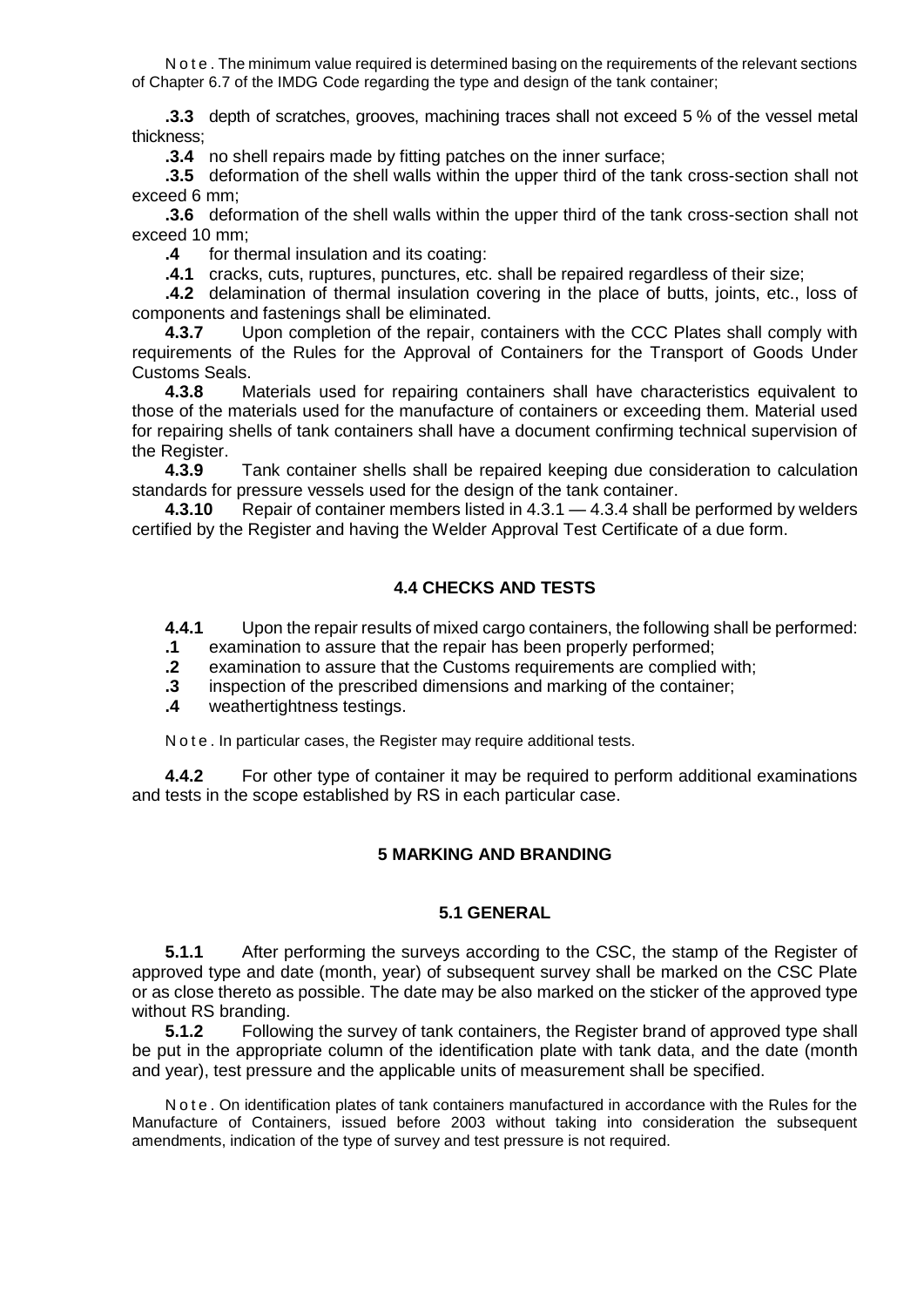N o t e . The minimum value required is determined basing on the requirements of the relevant sections of Chapter 6.7 of the IMDG Code regarding the type and design of the tank container;

**.3.3** depth of scratches, grooves, machining traces shall not exceed 5 % of the vessel metal thickness;

**.3.4** no shell repairs made by fitting patches on the inner surface;

**.3.5** deformation of the shell walls within the upper third of the tank cross-section shall not exceed 6 mm;

**.3.6** deformation of the shell walls within the upper third of the tank cross-section shall not exceed 10 mm;

**.4** for thermal insulation and its coating:

**.4.1** cracks, cuts, ruptures, punctures, etc. shall be repaired regardless of their size;

**.4.2** delamination of thermal insulation covering in the place of butts, joints, etc., loss of components and fastenings shall be eliminated.

**4.3.7** Upon completion of the repair, containers with the CCC Plates shall comply with requirements of the Rules for the Approval of Containers for the Transport of Goods Under Customs Seals.

**4.3.8** Materials used for repairing containers shall have characteristics equivalent to those of the materials used for the manufacture of containers or exceeding them. Material used for repairing shells of tank containers shall have a document confirming technical supervision of the Register.

**4.3.9** Tank container shells shall be repaired keeping due consideration to calculation standards for pressure vessels used for the design of the tank container.

**4.3.10** Repair of container members listed in 4.3.1 — 4.3.4 shall be performed by welders certified by the Register and having the Welder Approval Test Certificate of a due form.

## 4.4 CHECKS AND TESTS

**4.4.1** Upon the repair results of mixed cargo containers, the following shall be performed:

**.1** examination to assure that the repair has been properly performed;

**.2** examination to assure that the Customs requirements are complied with;

**.3** inspection of the prescribed dimensions and marking of the container;

**.4** weathertightness testings.

N o t e . In particular cases, the Register may require additional tests.

**4.4.2** For other type of container it may be required to perform additional examinations and tests in the scope established by RS in each particular case.

# 5 MARKING AND BRANDING

## 5.1 GENERAL

**5.1.1** After performing the surveys according to the CSC, the stamp of the Register of approved type and date (month, year) of subsequent survey shall be marked on the CSC Plate or as close thereto as possible. The date may be also marked on the sticker of the approved type without RS branding.

**5.1.2** Following the survey of tank containers, the Register brand of approved type shall be put in the appropriate column of the identification plate with tank data, and the date (month and year), test pressure and the applicable units of measurement shall be specified.

N o t e . On identification plates of tank containers manufactured in accordance with the Rules for the Manufacture of Containers, issued before 2003 without taking into consideration the subsequent amendments, indication of the type of survey and test pressure is not required.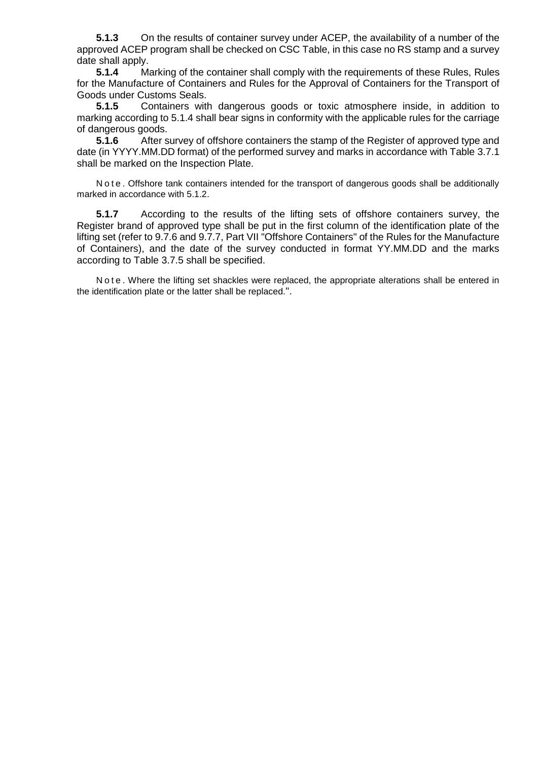**5.1.3** On the results of container survey under ACEP, the availability of a number of the approved ACEP program shall be checked on CSC Table, in this case no RS stamp and a survey date shall apply.

**5.1.4** Marking of the container shall comply with the requirements of these Rules, Rules for the Manufacture of Containers and Rules for the Approval of Containers for the Transport of Goods under Customs Seals.

**5.1.5** Containers with dangerous goods or toxic atmosphere inside, in addition to marking according to 5.1.4 shall bear signs in conformity with the applicable rules for the carriage of dangerous goods.

**5.1.6** After survey of offshore containers the stamp of the Register of approved type and date (in YYYY.MM.DD format) of the performed survey and marks in accordance with Table 3.7.1 shall be marked on the Inspection Plate.

N o t e . Offshore tank containers intended for the transport of dangerous goods shall be additionally marked in accordance with 5.1.2.

**5.1.7** According to the results of the lifting sets of offshore containers survey, the Register brand of approved type shall be put in the first column of the identification plate of the lifting set (refer to 9.7.6 and 9.7.7, Part VII "Offshore Containers" of the Rules for the Manufacture of Containers), and the date of the survey conducted in format YY.MM.DD and the marks according to Table 3.7.5 shall be specified.

N o t e . Where the lifting set shackles were replaced, the appropriate alterations shall be entered in the identification plate or the latter shall be replaced.".